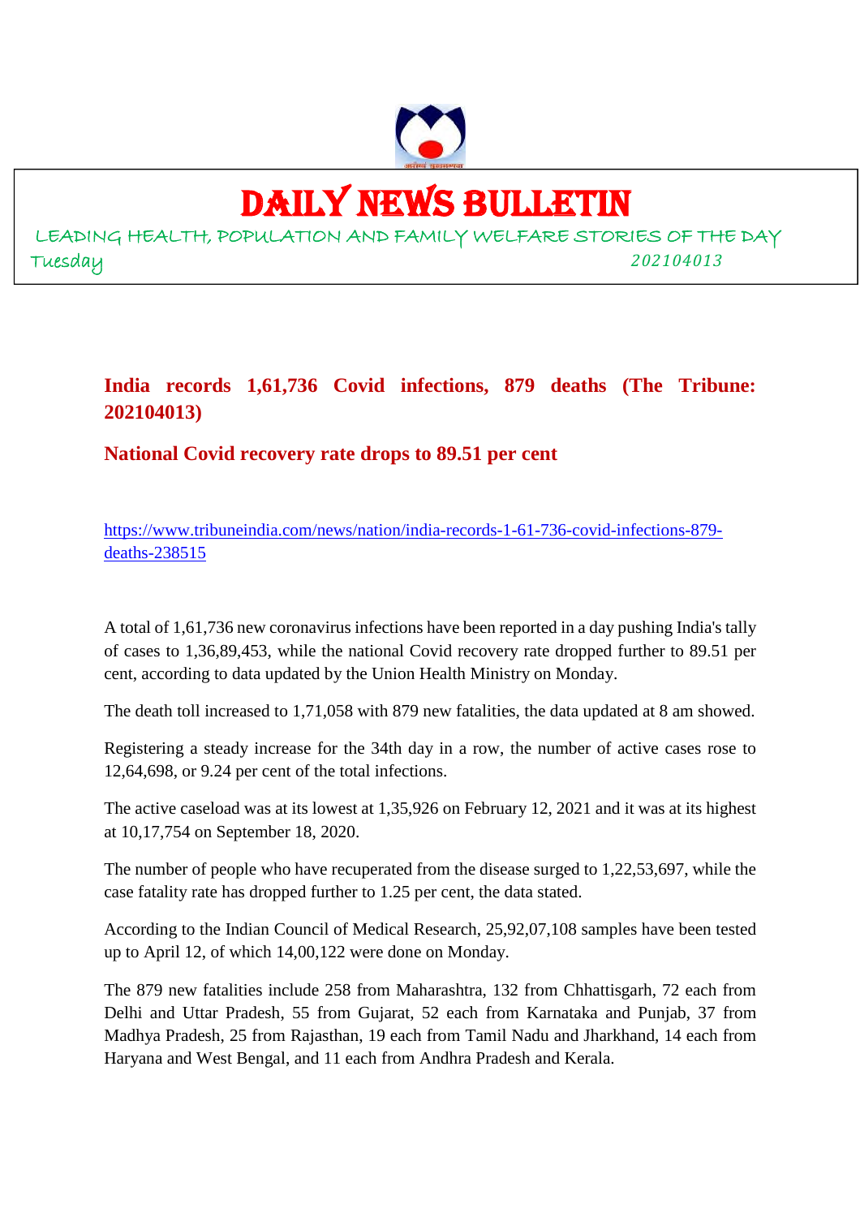# DAILY NEWS BULLETIN

LEADING HEALTH, POPULATION AND FAMILY WELFARE STORIES OF THE DAY

Tuesday 202104013

## India records 1,61,736 Covid infections, 879 deaths (The Tribune: 202104013)

### National Covid recovery rate drops to 89.51 per cent

https://www.tribuneindia.com/news/nation/india-records-1-61-736-covid-infections-879-deaths-238515

A total of 1,61,736 new coronavirus infections have been reported in a day pushing India's tally of cases to 1,36,89,453, while the national Covid recovery rate dropped further to 89.51 per cent, according to data updated by the Union Health Ministry on Monday.

The death toll increased to 1,71,058 with 879 new fatalities, the data updated at 8 am showed.

Registering a steady increase for the 34th day in a row, the number of active cases rose to 12,64,698, or 9.24 per cent of the total infections.

The active caseload was at its lowest at 1,35,926 on February 12, 2021 and it was at its highest at 10,17,754 on September 18, 2020.

The number of people who have recuperated from the disease surged to 1,22,53,697, while the case fatality rate has dropped further to 1.25 per cent, the data stated.

According to the Indian Council of Medical Research, 25,92,07,108 samples have been tested up to April 12, of which 14,00,122 were done on Monday.

The 879 new fatalities include 258 from Maharashtra, 132 from Chhattisgarh, 72 each from Delhi and Uttar Pradesh, 55 from Gujarat, 52 each from Karnataka and Punjab, 37 from Madhya Pradesh, 25 from Rajasthan, 19 each from Tamil Nadu and Jharkhand, 14 each from Haryana and West Bengal, and 11 each from Andhra Pradesh and Kerala.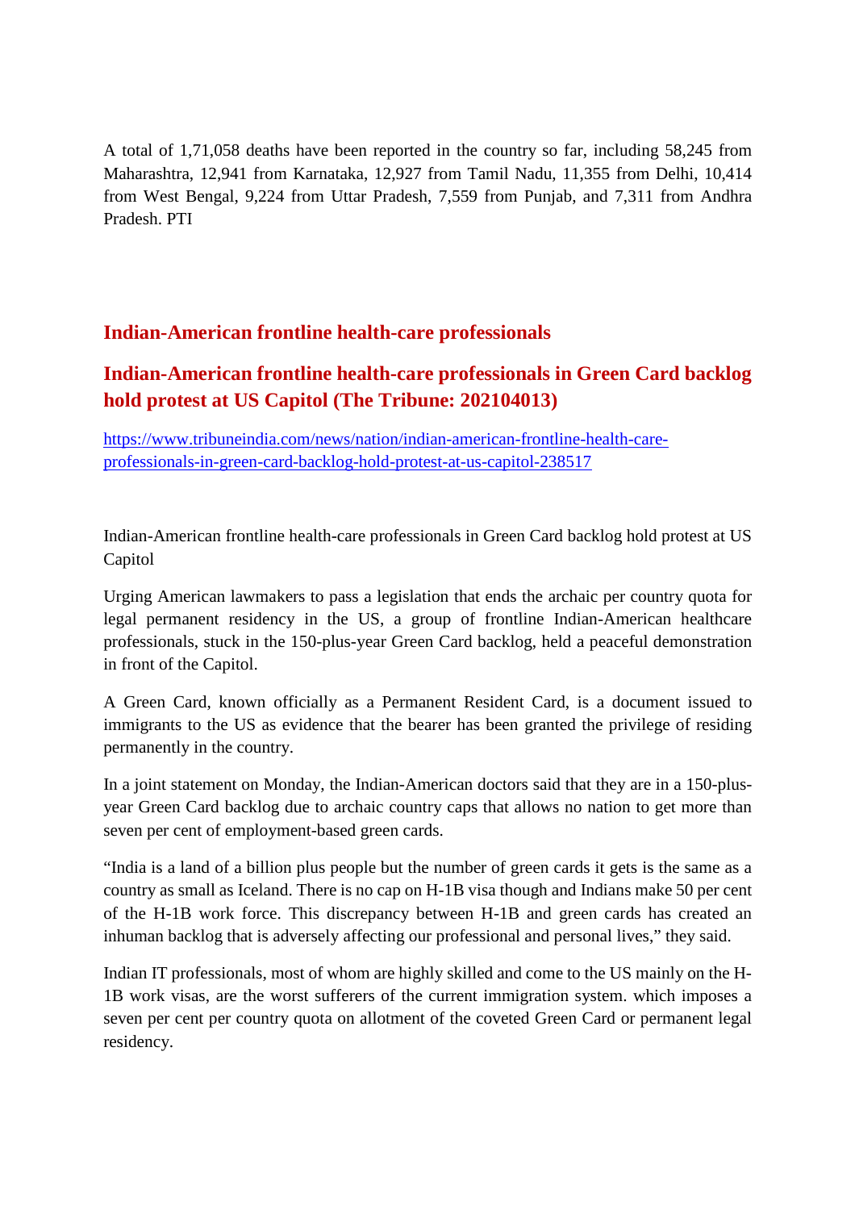A total of 1,71,058 deaths have been reported in the country so far, including 58,245 from Maharashtra, 12,941 from Karnataka, 12,927 from Tamil Nadu, 11,355 from Delhi, 10,414 from West Bengal, 9,224 from Uttar Pradesh, 7,559 from Punjab, and 7,311 from Andhra Pradesh. PTI

## Indian-American frontline health-care professionals

## Indian-American frontline health-care professionals in Green Card backlog hold protest at US Capitol (The Tribune: 202104013)

https://www.tribuneindia.com/news/nation/indian-american-frontline-health-care-professionals-in-green-card-backlog-hold-protest-at-us-capitol-238517

Indian-American frontline health-care professionals in Green Card backlog hold protest at US Capitol

Urging American lawmakers to pass a legislation that ends the archaic per country quota for legal permanent residency in the US, a group of frontline Indian-American healthcare professionals, stuck in the 150-plus-year Green Card backlog, held a peaceful demonstration in front of the Capitol.

A Green Card, known officially as a Permanent Resident Card, is a document issued to immigrants to the US as evidence that the bearer has been granted the privilege of residing permanently in the country.

In a joint statement on Monday, the Indian-American doctors said that they are in a 150-plus-year Green Card backlog due to archaic country caps that allows no nation to get more than seven per cent of employment-based green cards.

"India is a land of a billion plus people but the number of green cards it gets is the same as a country as small as Iceland. There is no cap on H-1B visa though and Indians make 50 per cent of the H-1B work force. This discrepancy between H-1B and green cards has created an inhuman backlog that is adversely affecting our professional and personal lives," they said.

Indian IT professionals, most of whom are highly skilled and come to the US mainly on the H-1B work visas, are the worst sufferers of the current immigration system. which imposes a seven per cent per country quota on allotment of the coveted Green Card or permanent legal residency.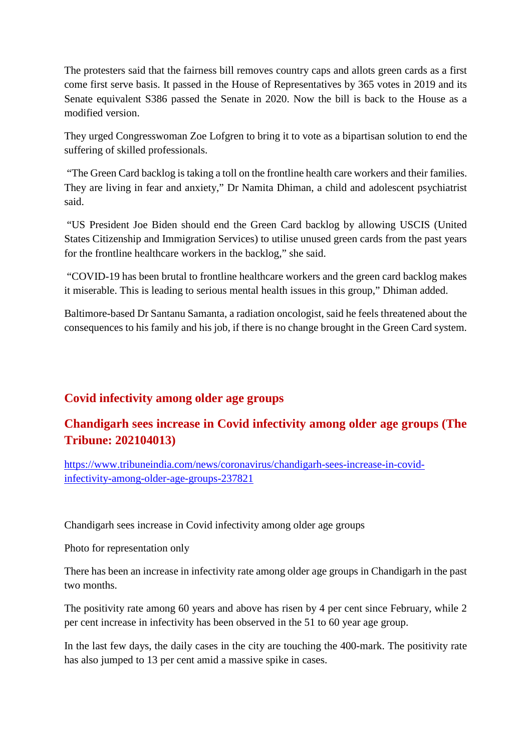The protesters said that the fairness bill removes country caps and allots green cards as a first come first serve basis. It passed in the House of Representatives by 365 votes in 2019 and its Senate equivalent S386 passed the Senate in 2020. Now the bill is back to the House as a modified version.

They urged Congresswoman Zoe Lofgren to bring it to vote as a bipartisan solution to end the suffering of skilled professionals.

"The Green Card backlog is taking a toll on the frontline health care workers and their families. They are living in fear and anxiety," Dr Namita Dhiman, a child and adolescent psychiatrist said.

"US President Joe Biden should end the Green Card backlog by allowing USCIS (United States Citizenship and Immigration Services) to utilise unused green cards from the past years for the frontline healthcare workers in the backlog," she said.

"COVID-19 has been brutal to frontline healthcare workers and the green card backlog makes it miserable. This is leading to serious mental health issues in this group," Dhiman added.

Baltimore-based Dr Santanu Samanta, a radiation oncologist, said he feels threatened about the consequences to his family and his job, if there is no change brought in the Green Card system.

## Covid infectivity among older age groups

## Chandigarh sees increase in Covid infectivity among older age groups (The Tribune: 202104013)

[https://www.tribuneindia.com/news/coronavirus/chandigarh-sees-increase-in-covid-infectivity-among-older-age-groups-237821](https://www.tribuneindia.com/news/coronavirus/chandigarh-sees-increase-in-covid-infectivity-among-older-age-groups-237821)

Chandigarh sees increase in Covid infectivity among older age groups

Photo for representation only

There has been an increase in infectivity rate among older age groups in Chandigarh in the past two months.

The positivity rate among 60 years and above has risen by 4 per cent since February, while 2 per cent increase in infectivity has been observed in the 51 to 60 year age group.

In the last few days, the daily cases in the city are touching the 400-mark. The positivity rate has also jumped to 13 per cent amid a massive spike in cases.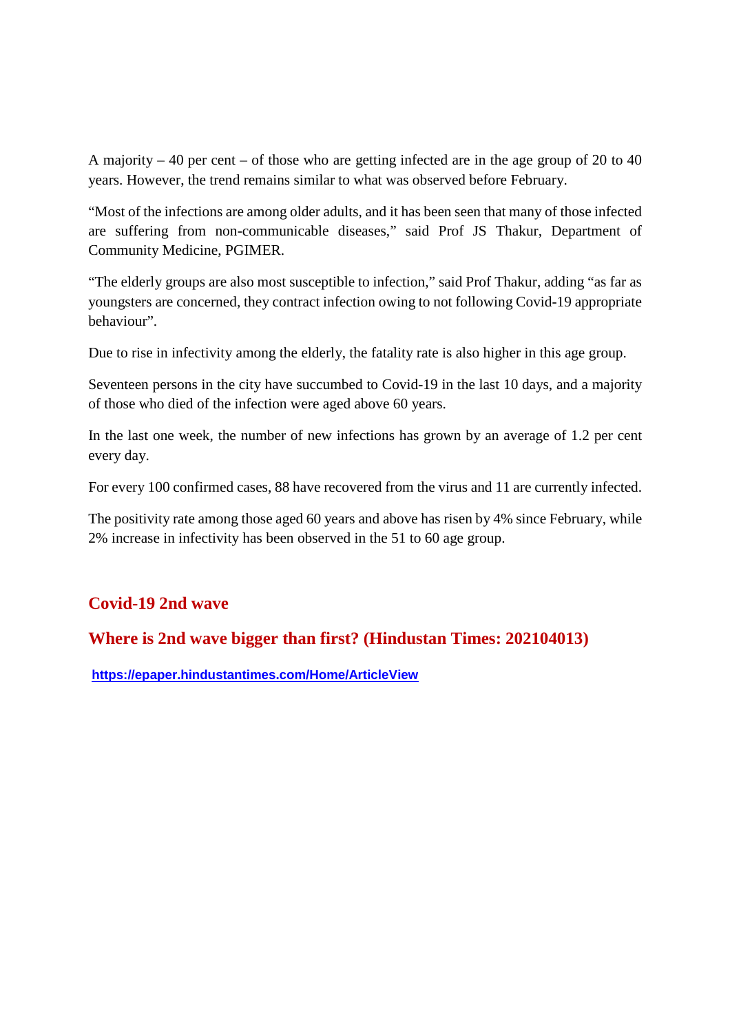A majority – 40 per cent – of those who are getting infected are in the age group of 20 to 40 years. However, the trend remains similar to what was observed before February.

"Most of the infections are among older adults, and it has been seen that many of those infected are suffering from non-communicable diseases," said Prof JS Thakur, Department of Community Medicine, PGIMER.

"The elderly groups are also most susceptible to infection," said Prof Thakur, adding "as far as youngsters are concerned, they contract infection owing to not following Covid-19 appropriate behaviour".

Due to rise in infectivity among the elderly, the fatality rate is also higher in this age group.

Seventeen persons in the city have succumbed to Covid-19 in the last 10 days, and a majority of those who died of the infection were aged above 60 years.

In the last one week, the number of new infections has grown by an average of 1.2 per cent every day.

For every 100 confirmed cases, 88 have recovered from the virus and 11 are currently infected.

The positivity rate among those aged 60 years and above has risen by 4% since February, while 2% increase in infectivity has been observed in the 51 to 60 age group.

## Covid-19 2nd wave

## Where is 2nd wave bigger than first? (Hindustan Times: 202104013)

**https://epaper.hindustantimes.com/Home/ArticleView**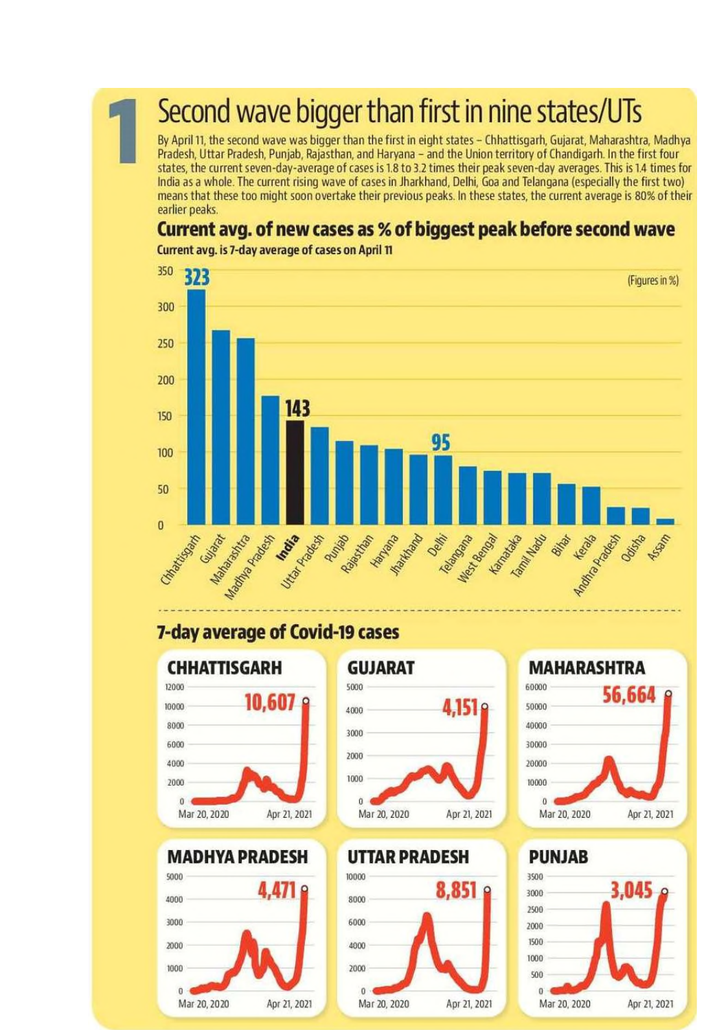# 1 Second wave bigger than first in nine states/UTs

By April 11, the second wave was bigger than the first in eight states – Chhattisgarh, Gujarat, Maharashtra, Madhya Pradesh, Uttar Pradesh, Punjab, Rajasthan, and Haryana – and the Union territory of Chandigarh. In the first four states, the current seven-day-average of cases is 1.8 to 3.2 times their peak seven-day averages. This is 1.4 times for India as a whole. The current rising wave of cases in Jharkhand, Delhi, Goa and Telangana (especially the first two) means that these too might soon overtake their previous peaks. In these states, the current average is 80% of their earlier peaks.

## Current avg. of new cases as % of biggest peak before second wave

**Current avg. is 7-day average of cases on April 11**

(Figures in %)

| State | % |
|---|---|
| Chhattisgarh | 323 |
| Gujarat | |
| Maharashtra | |
| Madhya Pradesh | |
| India | 143 |
| Uttar Pradesh | |
| Punjab | |
| Rajasthan | |
| Haryana | |
| Jharkhand | |
| Delhi | 95 |
| Telangana | |
| West Bengal | |
| Karnataka | |
| Tamil Nadu | |
| Bihar | |
| Kerala | |
| Andhra Pradesh | |
| Odisha | |
| Assam | |

## 7-day average of Covid-19 cases

Mar 20, 2020 – Apr 21, 2021

| State | Latest 7-day average |
|---|---|
| CHHATTISGARH | 10,607 |
| GUJARAT | 4,151 |
| MAHARASHTRA | 56,664 |
| MADHYA PRADESH | 4,471 |
| UTTAR PRADESH | 8,851 |
| PUNJAB | 3,045 |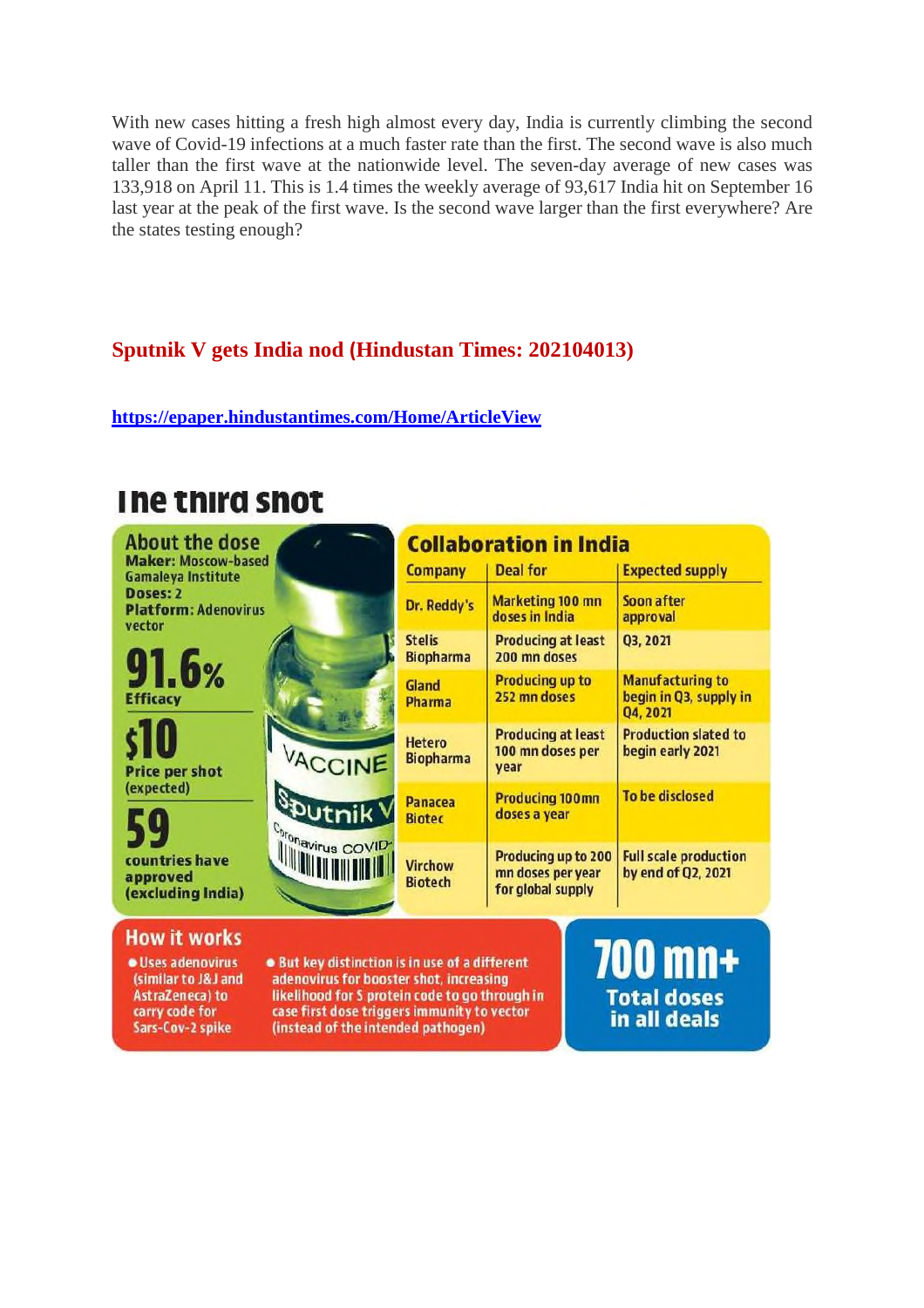With new cases hitting a fresh high almost every day, India is currently climbing the second wave of Covid-19 infections at a much faster rate than the first. The second wave is also much taller than the first wave at the nationwide level. The seven-day average of new cases was 133,918 on April 11. This is 1.4 times the weekly average of 93,617 India hit on September 16 last year at the peak of the first wave. Is the second wave larger than the first everywhere? Are the states testing enough?

## Sputnik V gets India nod (Hindustan Times: 202104013)

https://epaper.hindustantimes.com/Home/ArticleView

# The third shot

## About the dose

**Maker:** Moscow-based Gamaleya Institute
**Doses:** 2
**Platform:** Adenovirus vector

**91.6%**
Efficacy

**$10**
Price per shot (expected)

**59**
countries have approved (excluding India)

## Collaboration in India

| Company | Deal for | Expected supply |
|---|---|---|
| Dr. Reddy's | Marketing 100 mn doses in India | Soon after approval |
| Stelis Biopharma | Producing at least 200 mn doses | Q3, 2021 |
| Gland Pharma | Producing up to 252 mn doses | Manufacturing to begin in Q3, supply in Q4, 2021 |
| Hetero Biopharma | Producing at least 100 mn doses per year | Production slated to begin early 2021 |
| Panacea Biotec | Producing 100mn doses a year | To be disclosed |
| Virchow Biotech | Producing up to 200 mn doses per year for global supply | Full scale production by end of Q2, 2021 |

## How it works

- Uses adenovirus (similar to J&J and AstraZeneca) to carry code for Sars-Cov-2 spike
- But key distinction is in use of a different adenovirus for booster shot, increasing likelihood for S protein code to go through in case first dose triggers immunity to vector (instead of the intended pathogen)

**700 mn+**
Total doses in all deals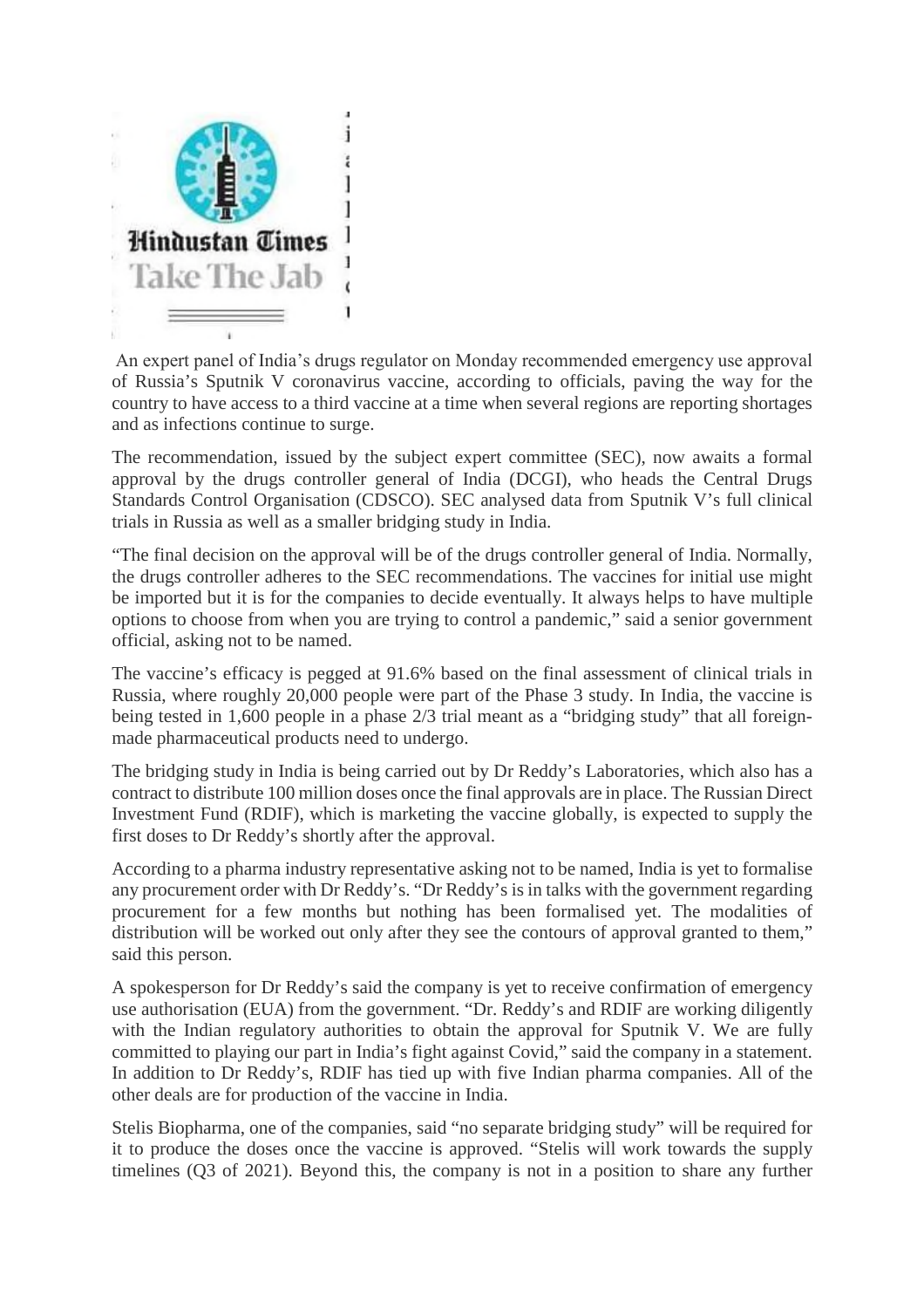Hindustan Times

Take The Jab

An expert panel of India's drugs regulator on Monday recommended emergency use approval of Russia's Sputnik V coronavirus vaccine, according to officials, paving the way for the country to have access to a third vaccine at a time when several regions are reporting shortages and as infections continue to surge.

The recommendation, issued by the subject expert committee (SEC), now awaits a formal approval by the drugs controller general of India (DCGI), who heads the Central Drugs Standards Control Organisation (CDSCO). SEC analysed data from Sputnik V's full clinical trials in Russia as well as a smaller bridging study in India.

"The final decision on the approval will be of the drugs controller general of India. Normally, the drugs controller adheres to the SEC recommendations. The vaccines for initial use might be imported but it is for the companies to decide eventually. It always helps to have multiple options to choose from when you are trying to control a pandemic," said a senior government official, asking not to be named.

The vaccine's efficacy is pegged at 91.6% based on the final assessment of clinical trials in Russia, where roughly 20,000 people were part of the Phase 3 study. In India, the vaccine is being tested in 1,600 people in a phase 2/3 trial meant as a "bridging study" that all foreign-made pharmaceutical products need to undergo.

The bridging study in India is being carried out by Dr Reddy's Laboratories, which also has a contract to distribute 100 million doses once the final approvals are in place. The Russian Direct Investment Fund (RDIF), which is marketing the vaccine globally, is expected to supply the first doses to Dr Reddy's shortly after the approval.

According to a pharma industry representative asking not to be named, India is yet to formalise any procurement order with Dr Reddy's. "Dr Reddy's is in talks with the government regarding procurement for a few months but nothing has been formalised yet. The modalities of distribution will be worked out only after they see the contours of approval granted to them," said this person.

A spokesperson for Dr Reddy's said the company is yet to receive confirmation of emergency use authorisation (EUA) from the government. "Dr. Reddy's and RDIF are working diligently with the Indian regulatory authorities to obtain the approval for Sputnik V. We are fully committed to playing our part in India's fight against Covid," said the company in a statement. In addition to Dr Reddy's, RDIF has tied up with five Indian pharma companies. All of the other deals are for production of the vaccine in India.

Stelis Biopharma, one of the companies, said "no separate bridging study" will be required for it to produce the doses once the vaccine is approved. "Stelis will work towards the supply timelines (Q3 of 2021). Beyond this, the company is not in a position to share any further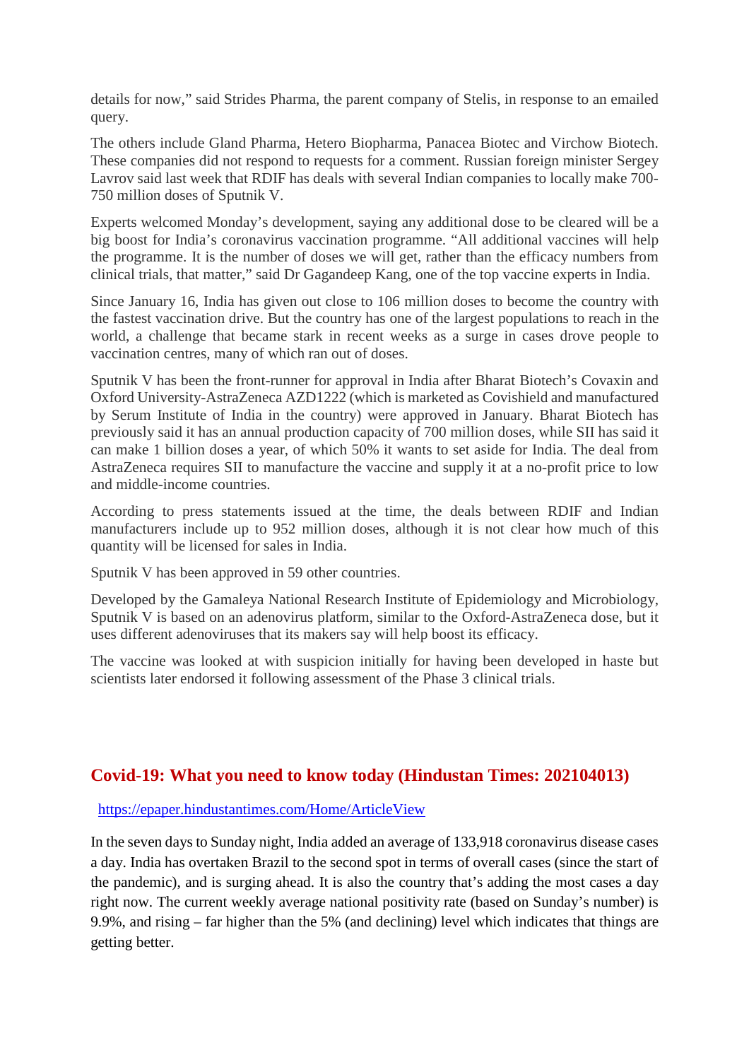details for now," said Strides Pharma, the parent company of Stelis, in response to an emailed query.

The others include Gland Pharma, Hetero Biopharma, Panacea Biotec and Virchow Biotech. These companies did not respond to requests for a comment. Russian foreign minister Sergey Lavrov said last week that RDIF has deals with several Indian companies to locally make 700-750 million doses of Sputnik V.

Experts welcomed Monday's development, saying any additional dose to be cleared will be a big boost for India's coronavirus vaccination programme. "All additional vaccines will help the programme. It is the number of doses we will get, rather than the efficacy numbers from clinical trials, that matter," said Dr Gagandeep Kang, one of the top vaccine experts in India.

Since January 16, India has given out close to 106 million doses to become the country with the fastest vaccination drive. But the country has one of the largest populations to reach in the world, a challenge that became stark in recent weeks as a surge in cases drove people to vaccination centres, many of which ran out of doses.

Sputnik V has been the front-runner for approval in India after Bharat Biotech's Covaxin and Oxford University-AstraZeneca AZD1222 (which is marketed as Covishield and manufactured by Serum Institute of India in the country) were approved in January. Bharat Biotech has previously said it has an annual production capacity of 700 million doses, while SII has said it can make 1 billion doses a year, of which 50% it wants to set aside for India. The deal from AstraZeneca requires SII to manufacture the vaccine and supply it at a no-profit price to low and middle-income countries.

According to press statements issued at the time, the deals between RDIF and Indian manufacturers include up to 952 million doses, although it is not clear how much of this quantity will be licensed for sales in India.

Sputnik V has been approved in 59 other countries.

Developed by the Gamaleya National Research Institute of Epidemiology and Microbiology, Sputnik V is based on an adenovirus platform, similar to the Oxford-AstraZeneca dose, but it uses different adenoviruses that its makers say will help boost its efficacy.

The vaccine was looked at with suspicion initially for having been developed in haste but scientists later endorsed it following assessment of the Phase 3 clinical trials.

## Covid-19: What you need to know today (Hindustan Times: 202104013)

https://epaper.hindustantimes.com/Home/ArticleView

In the seven days to Sunday night, India added an average of 133,918 coronavirus disease cases a day. India has overtaken Brazil to the second spot in terms of overall cases (since the start of the pandemic), and is surging ahead. It is also the country that's adding the most cases a day right now. The current weekly average national positivity rate (based on Sunday's number) is 9.9%, and rising – far higher than the 5% (and declining) level which indicates that things are getting better.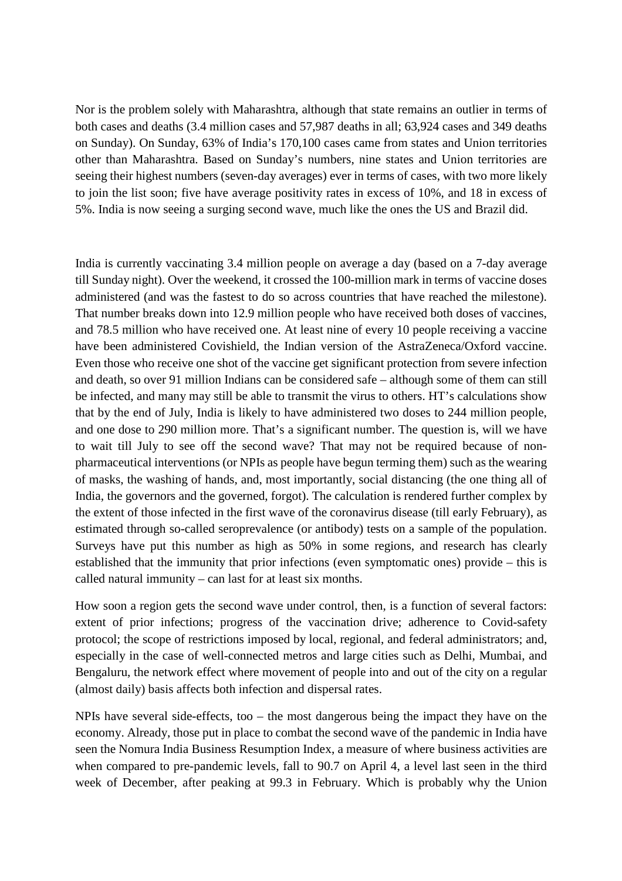Nor is the problem solely with Maharashtra, although that state remains an outlier in terms of both cases and deaths (3.4 million cases and 57,987 deaths in all; 63,924 cases and 349 deaths on Sunday). On Sunday, 63% of India's 170,100 cases came from states and Union territories other than Maharashtra. Based on Sunday's numbers, nine states and Union territories are seeing their highest numbers (seven-day averages) ever in terms of cases, with two more likely to join the list soon; five have average positivity rates in excess of 10%, and 18 in excess of 5%. India is now seeing a surging second wave, much like the ones the US and Brazil did.

India is currently vaccinating 3.4 million people on average a day (based on a 7-day average till Sunday night). Over the weekend, it crossed the 100-million mark in terms of vaccine doses administered (and was the fastest to do so across countries that have reached the milestone). That number breaks down into 12.9 million people who have received both doses of vaccines, and 78.5 million who have received one. At least nine of every 10 people receiving a vaccine have been administered Covishield, the Indian version of the AstraZeneca/Oxford vaccine. Even those who receive one shot of the vaccine get significant protection from severe infection and death, so over 91 million Indians can be considered safe – although some of them can still be infected, and many may still be able to transmit the virus to others. HT's calculations show that by the end of July, India is likely to have administered two doses to 244 million people, and one dose to 290 million more. That's a significant number. The question is, will we have to wait till July to see off the second wave? That may not be required because of non-pharmaceutical interventions (or NPIs as people have begun terming them) such as the wearing of masks, the washing of hands, and, most importantly, social distancing (the one thing all of India, the governors and the governed, forgot). The calculation is rendered further complex by the extent of those infected in the first wave of the coronavirus disease (till early February), as estimated through so-called seroprevalence (or antibody) tests on a sample of the population. Surveys have put this number as high as 50% in some regions, and research has clearly established that the immunity that prior infections (even symptomatic ones) provide – this is called natural immunity – can last for at least six months.

How soon a region gets the second wave under control, then, is a function of several factors: extent of prior infections; progress of the vaccination drive; adherence to Covid-safety protocol; the scope of restrictions imposed by local, regional, and federal administrators; and, especially in the case of well-connected metros and large cities such as Delhi, Mumbai, and Bengaluru, the network effect where movement of people into and out of the city on a regular (almost daily) basis affects both infection and dispersal rates.

NPIs have several side-effects, too – the most dangerous being the impact they have on the economy. Already, those put in place to combat the second wave of the pandemic in India have seen the Nomura India Business Resumption Index, a measure of where business activities are when compared to pre-pandemic levels, fall to 90.7 on April 4, a level last seen in the third week of December, after peaking at 99.3 in February. Which is probably why the Union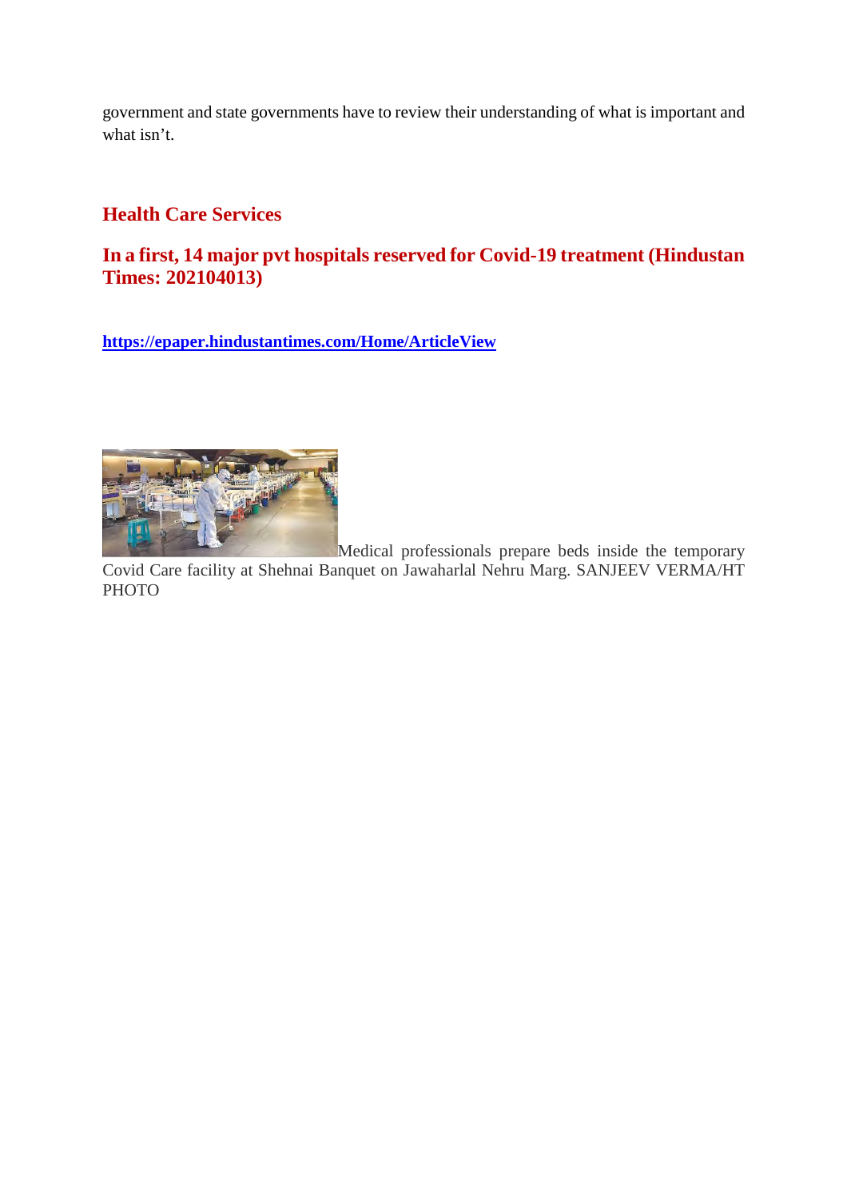government and state governments have to review their understanding of what is important and what isn't.

## Health Care Services

## In a first, 14 major pvt hospitals reserved for Covid-19 treatment (Hindustan Times: 202104013)

**https://epaper.hindustantimes.com/Home/ArticleView**

Medical professionals prepare beds inside the temporary Covid Care facility at Shehnai Banquet on Jawaharlal Nehru Marg. SANJEEV VERMA/HT PHOTO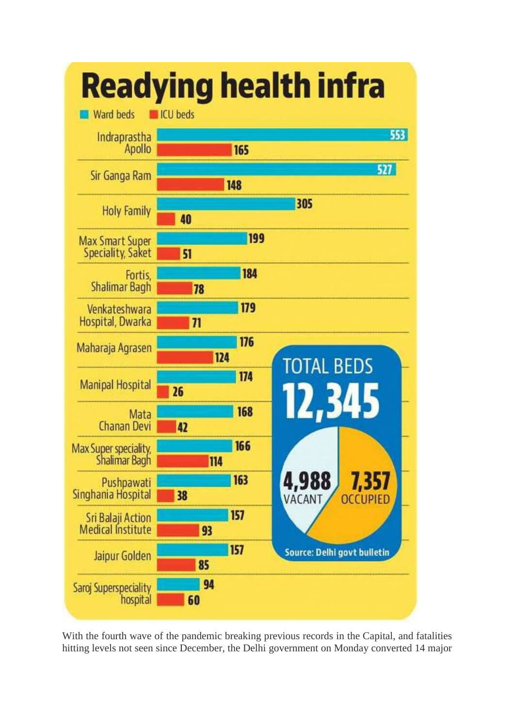# Readying health infra

| Hospital | Ward beds | ICU beds |
|---|---|---|
| Indraprastha Apollo | 553 | 165 |
| Sir Ganga Ram | 527 | 148 |
| Holy Family | 305 | 40 |
| Max Smart Super Speciality, Saket | 199 | 51 |
| Fortis, Shalimar Bagh | 184 | 78 |
| Venkateshwara Hospital, Dwarka | 179 | 71 |
| Maharaja Agrasen | 176 | 124 |
| Manipal Hospital | 174 | 26 |
| Mata Chanan Devi | 168 | 42 |
| Max Super speciality, Shalimar Bagh | 166 | 114 |
| Pushpawati Singhania Hospital | 163 | 38 |
| Sri Balaji Action Medical Institute | 157 | 93 |
| Jaipur Golden | 157 | 85 |
| Saroj Superspeciality hospital | 94 | 60 |

**TOTAL BEDS 12,345**

4,988 VACANT | 7,357 OCCUPIED

Source: Delhi govt bulletin

With the fourth wave of the pandemic breaking previous records in the Capital, and fatalities hitting levels not seen since December, the Delhi government on Monday converted 14 major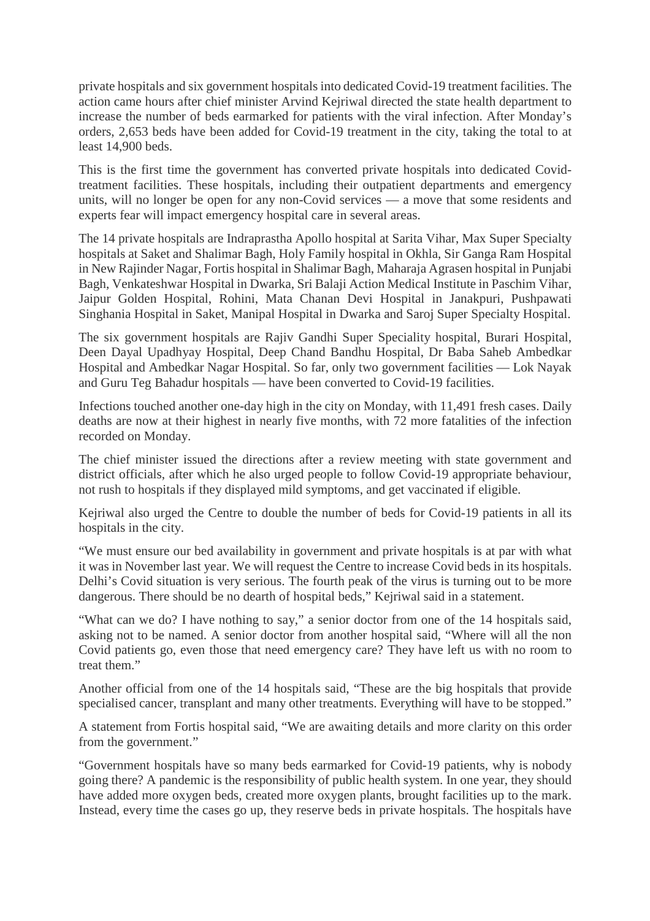private hospitals and six government hospitals into dedicated Covid-19 treatment facilities. The action came hours after chief minister Arvind Kejriwal directed the state health department to increase the number of beds earmarked for patients with the viral infection. After Monday's orders, 2,653 beds have been added for Covid-19 treatment in the city, taking the total to at least 14,900 beds.

This is the first time the government has converted private hospitals into dedicated Covid-treatment facilities. These hospitals, including their outpatient departments and emergency units, will no longer be open for any non-Covid services — a move that some residents and experts fear will impact emergency hospital care in several areas.

The 14 private hospitals are Indraprastha Apollo hospital at Sarita Vihar, Max Super Specialty hospitals at Saket and Shalimar Bagh, Holy Family hospital in Okhla, Sir Ganga Ram Hospital in New Rajinder Nagar, Fortis hospital in Shalimar Bagh, Maharaja Agrasen hospital in Punjabi Bagh, Venkateshwar Hospital in Dwarka, Sri Balaji Action Medical Institute in Paschim Vihar, Jaipur Golden Hospital, Rohini, Mata Chanan Devi Hospital in Janakpuri, Pushpawati Singhania Hospital in Saket, Manipal Hospital in Dwarka and Saroj Super Specialty Hospital.

The six government hospitals are Rajiv Gandhi Super Speciality hospital, Burari Hospital, Deen Dayal Upadhyay Hospital, Deep Chand Bandhu Hospital, Dr Baba Saheb Ambedkar Hospital and Ambedkar Nagar Hospital. So far, only two government facilities — Lok Nayak and Guru Teg Bahadur hospitals — have been converted to Covid-19 facilities.

Infections touched another one-day high in the city on Monday, with 11,491 fresh cases. Daily deaths are now at their highest in nearly five months, with 72 more fatalities of the infection recorded on Monday.

The chief minister issued the directions after a review meeting with state government and district officials, after which he also urged people to follow Covid-19 appropriate behaviour, not rush to hospitals if they displayed mild symptoms, and get vaccinated if eligible.

Kejriwal also urged the Centre to double the number of beds for Covid-19 patients in all its hospitals in the city.

"We must ensure our bed availability in government and private hospitals is at par with what it was in November last year. We will request the Centre to increase Covid beds in its hospitals. Delhi's Covid situation is very serious. The fourth peak of the virus is turning out to be more dangerous. There should be no dearth of hospital beds," Kejriwal said in a statement.

"What can we do? I have nothing to say," a senior doctor from one of the 14 hospitals said, asking not to be named. A senior doctor from another hospital said, "Where will all the non Covid patients go, even those that need emergency care? They have left us with no room to treat them."

Another official from one of the 14 hospitals said, "These are the big hospitals that provide specialised cancer, transplant and many other treatments. Everything will have to be stopped."

A statement from Fortis hospital said, "We are awaiting details and more clarity on this order from the government."

"Government hospitals have so many beds earmarked for Covid-19 patients, why is nobody going there? A pandemic is the responsibility of public health system. In one year, they should have added more oxygen beds, created more oxygen plants, brought facilities up to the mark. Instead, every time the cases go up, they reserve beds in private hospitals. The hospitals have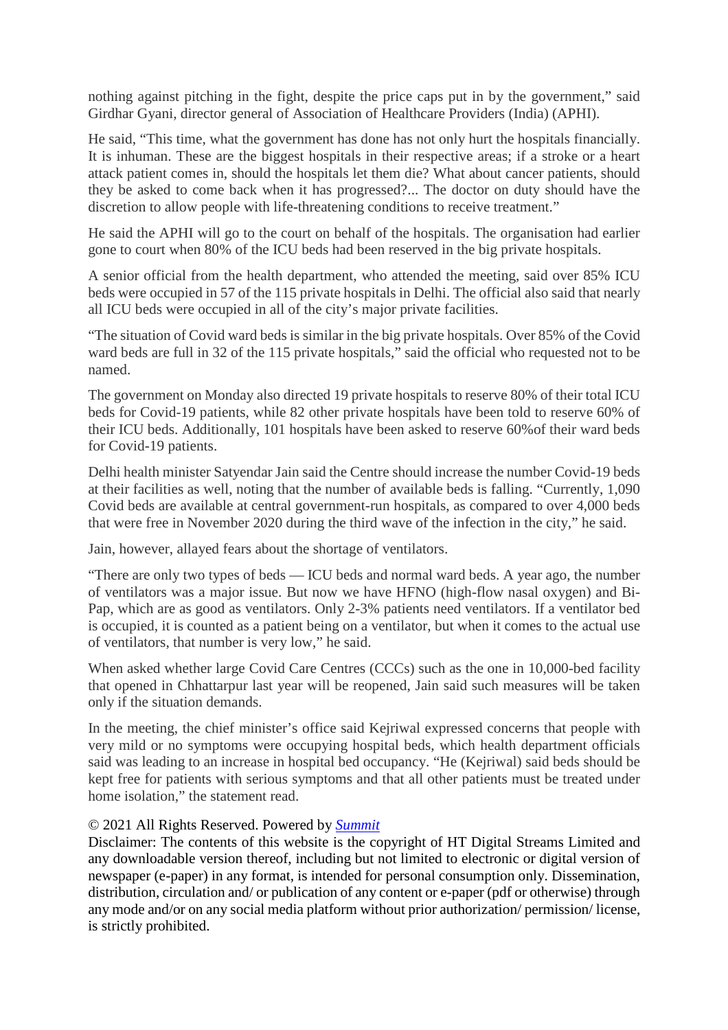nothing against pitching in the fight, despite the price caps put in by the government," said Girdhar Gyani, director general of Association of Healthcare Providers (India) (APHI).

He said, "This time, what the government has done has not only hurt the hospitals financially. It is inhuman. These are the biggest hospitals in their respective areas; if a stroke or a heart attack patient comes in, should the hospitals let them die? What about cancer patients, should they be asked to come back when it has progressed?... The doctor on duty should have the discretion to allow people with life-threatening conditions to receive treatment."

He said the APHI will go to the court on behalf of the hospitals. The organisation had earlier gone to court when 80% of the ICU beds had been reserved in the big private hospitals.

A senior official from the health department, who attended the meeting, said over 85% ICU beds were occupied in 57 of the 115 private hospitals in Delhi. The official also said that nearly all ICU beds were occupied in all of the city's major private facilities.

"The situation of Covid ward beds is similar in the big private hospitals. Over 85% of the Covid ward beds are full in 32 of the 115 private hospitals," said the official who requested not to be named.

The government on Monday also directed 19 private hospitals to reserve 80% of their total ICU beds for Covid-19 patients, while 82 other private hospitals have been told to reserve 60% of their ICU beds. Additionally, 101 hospitals have been asked to reserve 60%of their ward beds for Covid-19 patients.

Delhi health minister Satyendar Jain said the Centre should increase the number Covid-19 beds at their facilities as well, noting that the number of available beds is falling. "Currently, 1,090 Covid beds are available at central government-run hospitals, as compared to over 4,000 beds that were free in November 2020 during the third wave of the infection in the city," he said.

Jain, however, allayed fears about the shortage of ventilators.

"There are only two types of beds — ICU beds and normal ward beds. A year ago, the number of ventilators was a major issue. But now we have HFNO (high-flow nasal oxygen) and Bi-Pap, which are as good as ventilators. Only 2-3% patients need ventilators. If a ventilator bed is occupied, it is counted as a patient being on a ventilator, but when it comes to the actual use of ventilators, that number is very low," he said.

When asked whether large Covid Care Centres (CCCs) such as the one in 10,000-bed facility that opened in Chhattarpur last year will be reopened, Jain said such measures will be taken only if the situation demands.

In the meeting, the chief minister's office said Kejriwal expressed concerns that people with very mild or no symptoms were occupying hospital beds, which health department officials said was leading to an increase in hospital bed occupancy. "He (Kejriwal) said beds should be kept free for patients with serious symptoms and that all other patients must be treated under home isolation," the statement read.

© 2021 All Rights Reserved. Powered by *Summit*

Disclaimer: The contents of this website is the copyright of HT Digital Streams Limited and any downloadable version thereof, including but not limited to electronic or digital version of newspaper (e-paper) in any format, is intended for personal consumption only. Dissemination, distribution, circulation and/ or publication of any content or e-paper (pdf or otherwise) through any mode and/or on any social media platform without prior authorization/ permission/ license, is strictly prohibited.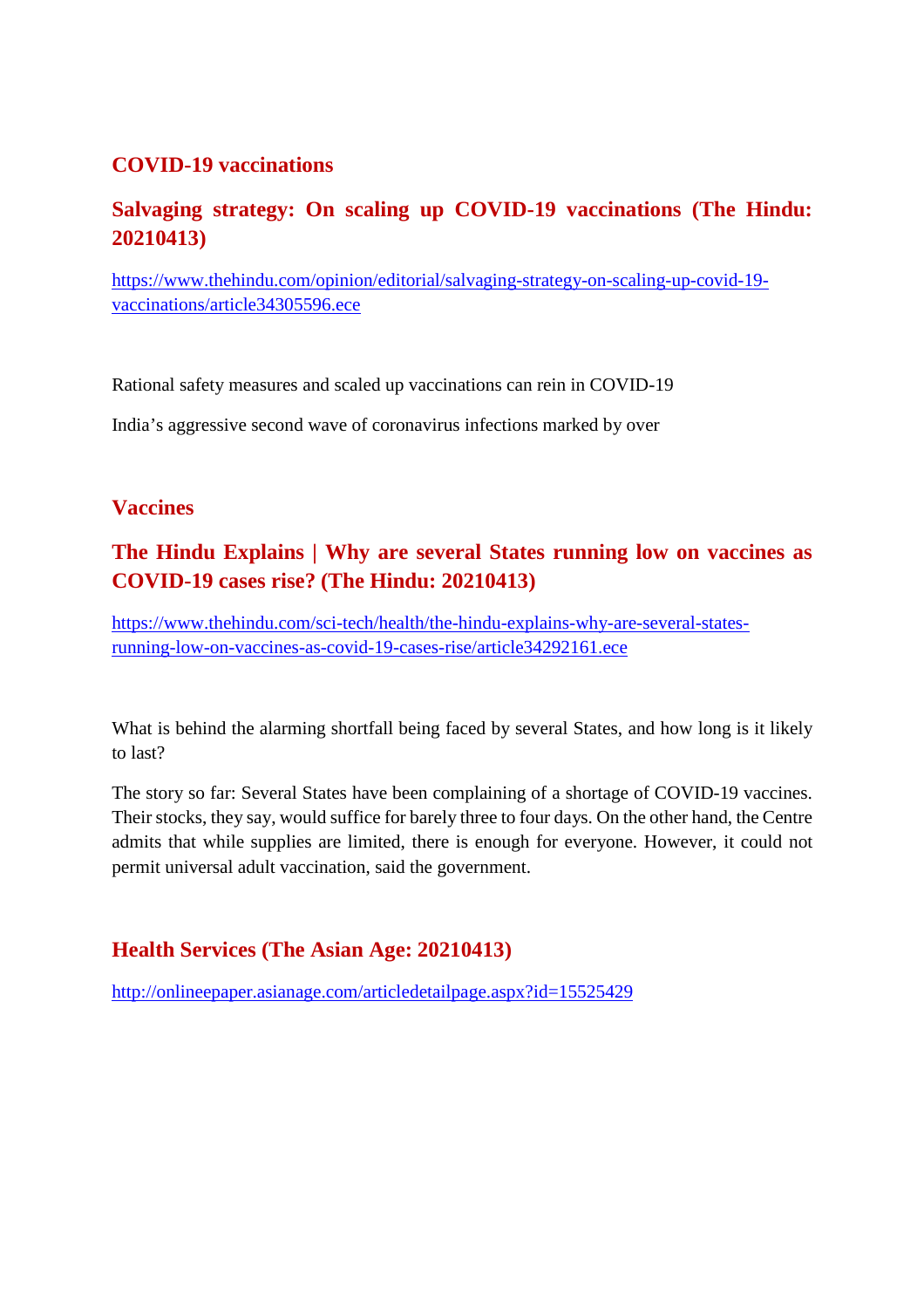## COVID-19 vaccinations

### Salvaging strategy: On scaling up COVID-19 vaccinations (The Hindu: 20210413)

https://www.thehindu.com/opinion/editorial/salvaging-strategy-on-scaling-up-covid-19-vaccinations/article34305596.ece

Rational safety measures and scaled up vaccinations can rein in COVID-19

India's aggressive second wave of coronavirus infections marked by over

## Vaccines

### The Hindu Explains | Why are several States running low on vaccines as COVID-19 cases rise? (The Hindu: 20210413)

https://www.thehindu.com/sci-tech/health/the-hindu-explains-why-are-several-states-running-low-on-vaccines-as-covid-19-cases-rise/article34292161.ece

What is behind the alarming shortfall being faced by several States, and how long is it likely to last?

The story so far: Several States have been complaining of a shortage of COVID-19 vaccines. Their stocks, they say, would suffice for barely three to four days. On the other hand, the Centre admits that while supplies are limited, there is enough for everyone. However, it could not permit universal adult vaccination, said the government.

### Health Services (The Asian Age: 20210413)

http://onlineepaper.asianage.com/articledetailpage.aspx?id=15525429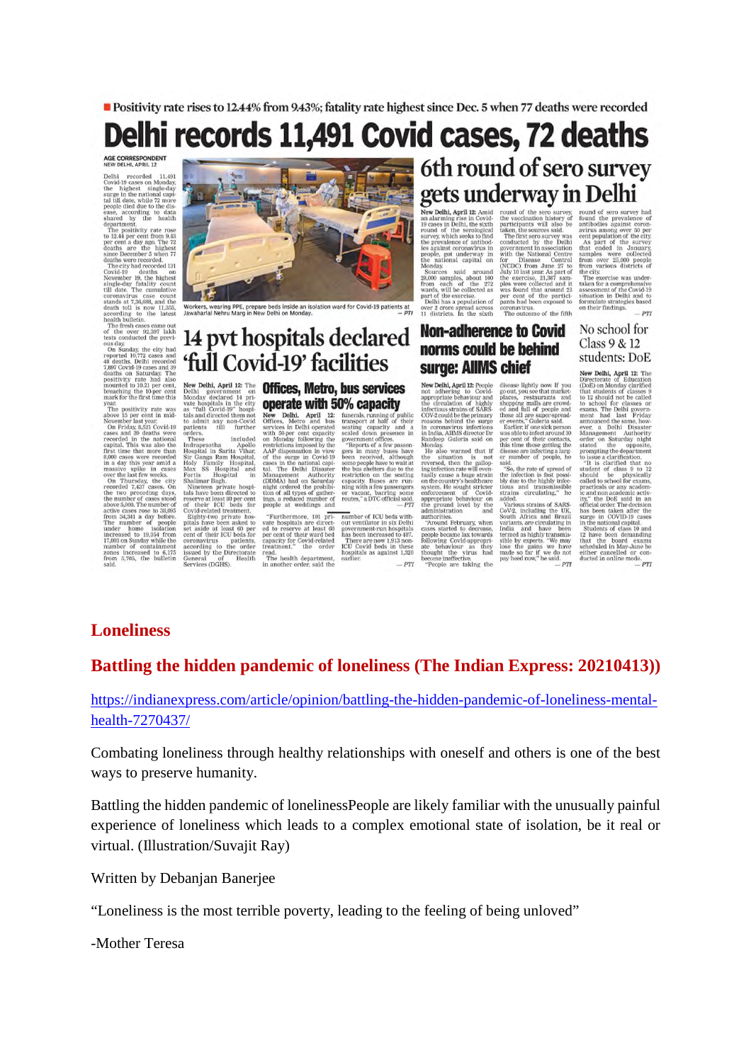■ Positivity rate rises to 12.44% from 9.43%; fatality rate highest since Dec. 5 when 77 deaths were recorded

# Delhi records 11,491 Covid cases, 72 deaths

AGE CORRESPONDENT
NEW DELHI, APRIL 12

Delhi recorded 11,491 Covid-19 cases on Monday, the highest single-day surge in the national capital till date, while 72 more people died due to the disease, according to data shared by the health department.

The positivity rate rose to 12.44 per cent from 9.43 per cent a day ago. The 72 deaths are the highest since December 5 when 77 deaths were recorded.

The city had recorded 131 Covid-19 deaths on November 19, the highest single-day fatality count till date. The cumulative coronavirus case count stands at 7,36,688, and the death toll is now 11,355, according to the latest health bulletin.

The fresh cases came out of the over 92,397 lakh tests conducted the previous day.

On Sunday, the city had reported 10,772 cases and 48 deaths. Delhi recorded 7,897 Covid-19 cases and 39 deaths on Saturday. The positivity rate had also mounted to 10.21 per cent, breaching the 10-per cent mark for the first time this year.

The positivity rate was above 15 per cent in mid-November last year.

On Friday, 8,521 Covid-19 cases and 39 deaths were recorded in the national capital. This was also the first time that more than 8,000 cases were recorded in a day this year amid a massive spike in cases over the last few weeks.

On Thursday, the city recorded 7,437 cases. On the two preceding days, the number of cases stood above 5,000. The number of active cases rose to 38,095 from 34,341 a day before. The number of people under home isolation increased to 19,354 from 17,003 on Sunday while the number of containment zones increased to 6,175 from 5,705, the bulletin said.

Workers, wearing PPE, prepare beds inside an isolation ward for Covid-19 patients at Jawaharlal Nehru Marg in New Delhi on Monday. — PTI

## 14 pvt hospitals declared 'full Covid-19' facilities

New Delhi, April 12: The Delhi government on Monday declared 14 private hospitals in the city as "full Covid-19" hospitals and directed them not to admit any non-Covid patients till further orders.

These included Indraprastha Apollo Hospital in Sarita Vihar, Sir Ganga Ram Hospital, Holy Family Hospital, Max SS Hospital and Fortis Hospital in Shalimar Bagh.

Nineteen private hospitals have been directed to reserve at least 80 per cent of their ICU beds for Covid-related treatment.

Eighty-two private hospitals have been asked to set aside at least 60 per cent of their ICU beds for coronavirus patients, according to the order issued by the Directorate General of Health Services (DGHS).

"Furthermore, 101 private hospitals are directed to reserve at least 60 per cent of their ward bed capacity for Covid-related treatment," the order read.

The health department, in another order, said the number of ICU beds without ventilator in six Delhi government-run hospitals has been increased to 407.

There are now 1,913 non-ICU Covid beds in these hospitals as against 1,320 earlier. — PTI

### Offices, Metro, bus services operate with 50% capacity

New Delhi, April 12: Offices, Metro and bus services in Delhi operated with 50-per cent capacity on Monday following the restrictions imposed by the AAP dispensation in view of the surge in Covid-19 cases in the national capital. The Delhi Disaster Management Authority (DDMA) had on Saturday night ordered the prohibition of all types of gatherings, a reduced number of people at weddings and funerals, running of public transport at half of their seating capacity and a scaled down presence in government offices.

"Reports of a few passengers in many buses have been received, although some people have to wait at the bus shelters due to the restriction on the seating capacity. Buses are running with a few passengers or vacant, barring some routes," a DTC official said. — PTI

## 6th round of sero survey gets underway in Delhi

New Delhi, April 12: Amid an alarming rise in Covid-19 cases in Delhi, the sixth round of the serological survey, which seeks to find the prevalence of antibodies against coronavirus in people, got underway in the national capital on Monday.

Sources said around 28,000 samples, about 100 from each of the 272 wards, will be collected as part of the exercise.

Delhi has a population of over 2 crore spread across 11 districts. In the sixth round of the sero survey, the vaccination history of participants will also be taken, the sources said.

The first sero survey was conducted by the Delhi government in association with the National Centre for Disease Control (NCDC) from June 27 to July 10 last year. As part of the exercise, 21,387 samples were collected and it was found that around 23 per cent of the participants had been exposed to coronavirus.

The outcome of the fifth round of sero survey had found the prevalence of antibodies against coronavirus among over 50 per cent population of the city.

As part of the survey that ended in January, samples were collected from over 25,000 people from various districts of the city.

The exercise was undertaken for a comprehensive assessment of the Covid-19 situation in Delhi and to formulate strategies based on their findings. — PTI

## Non-adherence to Covid norms could be behind surge: AIIMS chief

New Delhi, April 12: People not adhering to Covid-appropriate behaviour and the circulation of highly infectious strains of SARS-COV-2 could be the primary reasons behind the surge in coronavirus infections in India, AIIMS director Dr Randeep Guleria said on Monday.

He also warned that if the situation is not reversed, then the galloping infection rate will eventually cause a huge strain on the country's healthcare system. He sought stricter enforcement of Covid-appropriate behaviour on the ground level by the administration and authorities.

"Around February, when cases started to decrease, people became lax towards following Covid-appropriate behaviour as they thought the virus had become ineffective.

"People are taking the disease lightly now. If you go out, you see that marketplaces, restaurants and shopping malls are crowded and full of people and these all are super-spreader events," Guleria said.

Earlier, if one sick person was able to infect around 30 per cent of their contacts, this time those getting the disease are infecting a larger number of people, he said.

"So, the rate of spread of the infection is fast possibly due to the highly infectious and transmissible strains circulating," he added.

Various strains of SARS-CoV-2, including the UK, South Africa and Brazil variants, are circulating in India and have been termed as highly transmissible by experts. "We may lose the gains we have made so far if we do not pay heed now," he said. — PTI

## No school for Class 9 & 12 students: DoE

New Delhi, April 12: The Directorate of Education (DoE) on Monday clarified that students of classes 9 to 12 should not be called to school for classes or exams. The Delhi government had last Friday announced the same, however, a Delhi Disaster Management Authority order on Saturday had stated the opposite, prompting the department to issue a clarification.

"It is clarified that no student of class 9 to 12 should be physically called to school for exams, practicals or any academic and non academic activity," the DoE said in an official order. The decision has been taken after the surge in COVID-19 cases in the national capital.

Students of class 10 and 12 have been demanding that the board exams scheduled in May-June be either cancelled or conducted in online mode. — PTI

## Loneliness

## Battling the hidden pandemic of loneliness (The Indian Express: 20210413))

https://indianexpress.com/article/opinion/battling-the-hidden-pandemic-of-loneliness-mental-health-7270437/

Combating loneliness through healthy relationships with oneself and others is one of the best ways to preserve humanity.

Battling the hidden pandemic of lonelinessPeople are likely familiar with the unusually painful experience of loneliness which leads to a complex emotional state of isolation, be it real or virtual. (Illustration/Suvajit Ray)

Written by Debanjan Banerjee

"Loneliness is the most terrible poverty, leading to the feeling of being unloved"

-Mother Teresa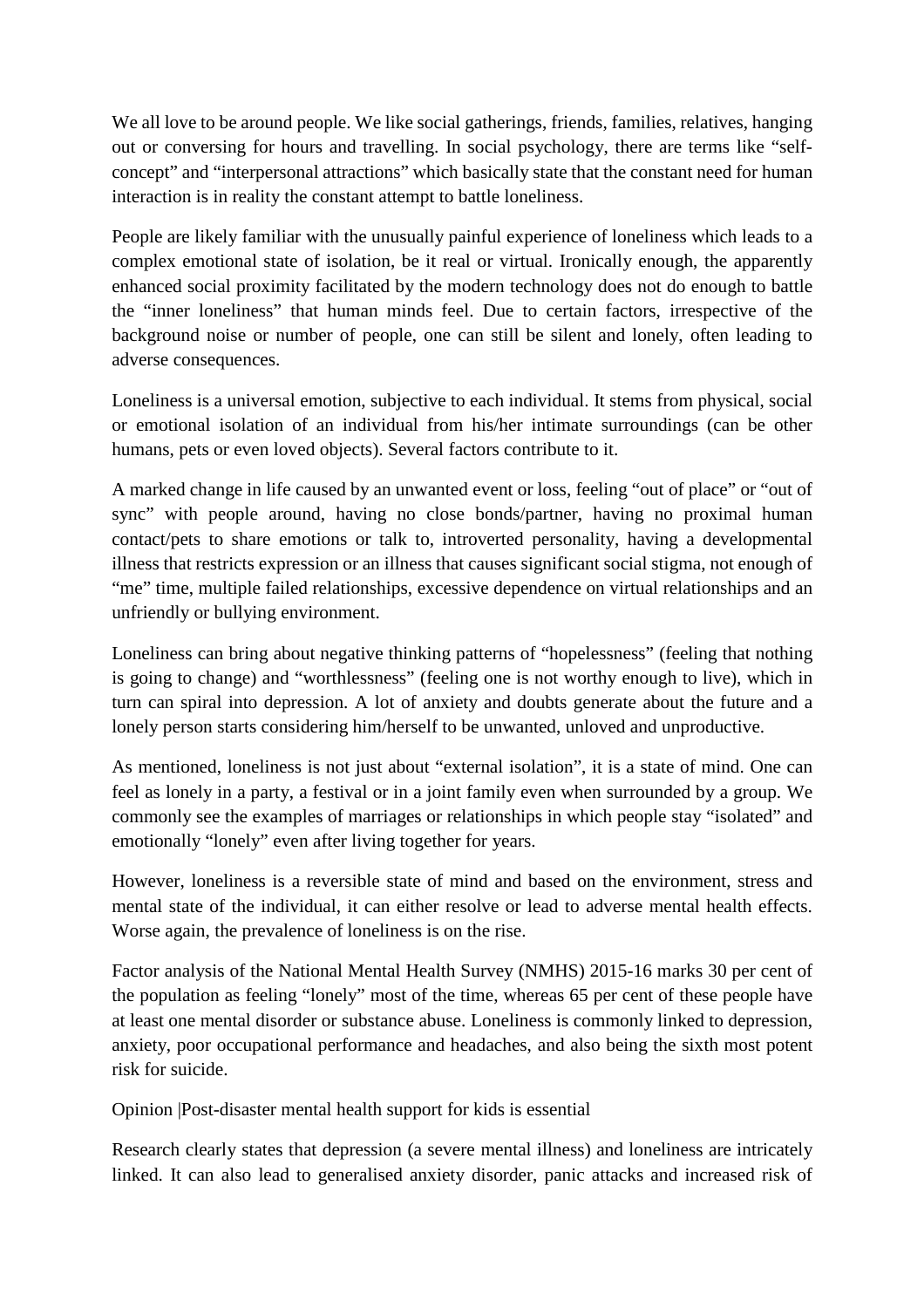We all love to be around people. We like social gatherings, friends, families, relatives, hanging out or conversing for hours and travelling. In social psychology, there are terms like "self-concept" and "interpersonal attractions" which basically state that the constant need for human interaction is in reality the constant attempt to battle loneliness.

People are likely familiar with the unusually painful experience of loneliness which leads to a complex emotional state of isolation, be it real or virtual. Ironically enough, the apparently enhanced social proximity facilitated by the modern technology does not do enough to battle the "inner loneliness" that human minds feel. Due to certain factors, irrespective of the background noise or number of people, one can still be silent and lonely, often leading to adverse consequences.

Loneliness is a universal emotion, subjective to each individual. It stems from physical, social or emotional isolation of an individual from his/her intimate surroundings (can be other humans, pets or even loved objects). Several factors contribute to it.

A marked change in life caused by an unwanted event or loss, feeling "out of place" or "out of sync" with people around, having no close bonds/partner, having no proximal human contact/pets to share emotions or talk to, introverted personality, having a developmental illness that restricts expression or an illness that causes significant social stigma, not enough of "me" time, multiple failed relationships, excessive dependence on virtual relationships and an unfriendly or bullying environment.

Loneliness can bring about negative thinking patterns of "hopelessness" (feeling that nothing is going to change) and "worthlessness" (feeling one is not worthy enough to live), which in turn can spiral into depression. A lot of anxiety and doubts generate about the future and a lonely person starts considering him/herself to be unwanted, unloved and unproductive.

As mentioned, loneliness is not just about "external isolation", it is a state of mind. One can feel as lonely in a party, a festival or in a joint family even when surrounded by a group. We commonly see the examples of marriages or relationships in which people stay "isolated" and emotionally "lonely" even after living together for years.

However, loneliness is a reversible state of mind and based on the environment, stress and mental state of the individual, it can either resolve or lead to adverse mental health effects. Worse again, the prevalence of loneliness is on the rise.

Factor analysis of the National Mental Health Survey (NMHS) 2015-16 marks 30 per cent of the population as feeling "lonely" most of the time, whereas 65 per cent of these people have at least one mental disorder or substance abuse. Loneliness is commonly linked to depression, anxiety, poor occupational performance and headaches, and also being the sixth most potent risk for suicide.

Opinion |Post-disaster mental health support for kids is essential

Research clearly states that depression (a severe mental illness) and loneliness are intricately linked. It can also lead to generalised anxiety disorder, panic attacks and increased risk of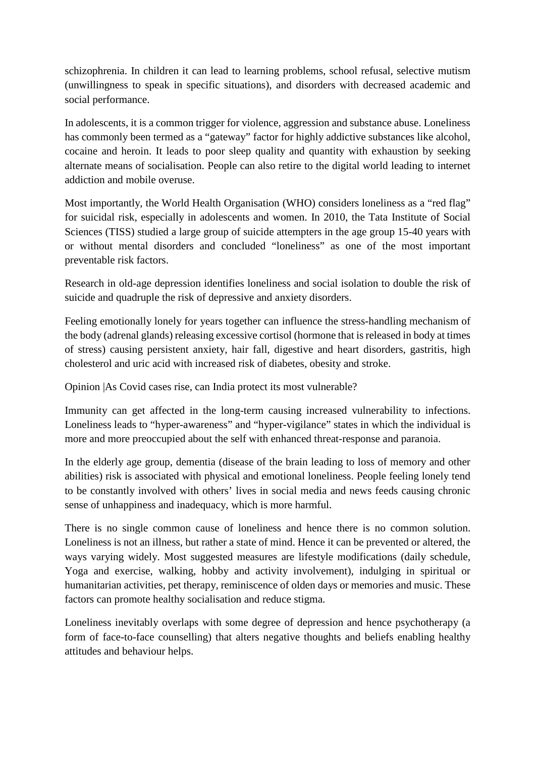schizophrenia. In children it can lead to learning problems, school refusal, selective mutism (unwillingness to speak in specific situations), and disorders with decreased academic and social performance.

In adolescents, it is a common trigger for violence, aggression and substance abuse. Loneliness has commonly been termed as a "gateway" factor for highly addictive substances like alcohol, cocaine and heroin. It leads to poor sleep quality and quantity with exhaustion by seeking alternate means of socialisation. People can also retire to the digital world leading to internet addiction and mobile overuse.

Most importantly, the World Health Organisation (WHO) considers loneliness as a "red flag" for suicidal risk, especially in adolescents and women. In 2010, the Tata Institute of Social Sciences (TISS) studied a large group of suicide attempters in the age group 15-40 years with or without mental disorders and concluded "loneliness" as one of the most important preventable risk factors.

Research in old-age depression identifies loneliness and social isolation to double the risk of suicide and quadruple the risk of depressive and anxiety disorders.

Feeling emotionally lonely for years together can influence the stress-handling mechanism of the body (adrenal glands) releasing excessive cortisol (hormone that is released in body at times of stress) causing persistent anxiety, hair fall, digestive and heart disorders, gastritis, high cholesterol and uric acid with increased risk of diabetes, obesity and stroke.

Opinion |As Covid cases rise, can India protect its most vulnerable?

Immunity can get affected in the long-term causing increased vulnerability to infections. Loneliness leads to "hyper-awareness" and "hyper-vigilance" states in which the individual is more and more preoccupied about the self with enhanced threat-response and paranoia.

In the elderly age group, dementia (disease of the brain leading to loss of memory and other abilities) risk is associated with physical and emotional loneliness. People feeling lonely tend to be constantly involved with others' lives in social media and news feeds causing chronic sense of unhappiness and inadequacy, which is more harmful.

There is no single common cause of loneliness and hence there is no common solution. Loneliness is not an illness, but rather a state of mind. Hence it can be prevented or altered, the ways varying widely. Most suggested measures are lifestyle modifications (daily schedule, Yoga and exercise, walking, hobby and activity involvement), indulging in spiritual or humanitarian activities, pet therapy, reminiscence of olden days or memories and music. These factors can promote healthy socialisation and reduce stigma.

Loneliness inevitably overlaps with some degree of depression and hence psychotherapy (a form of face-to-face counselling) that alters negative thoughts and beliefs enabling healthy attitudes and behaviour helps.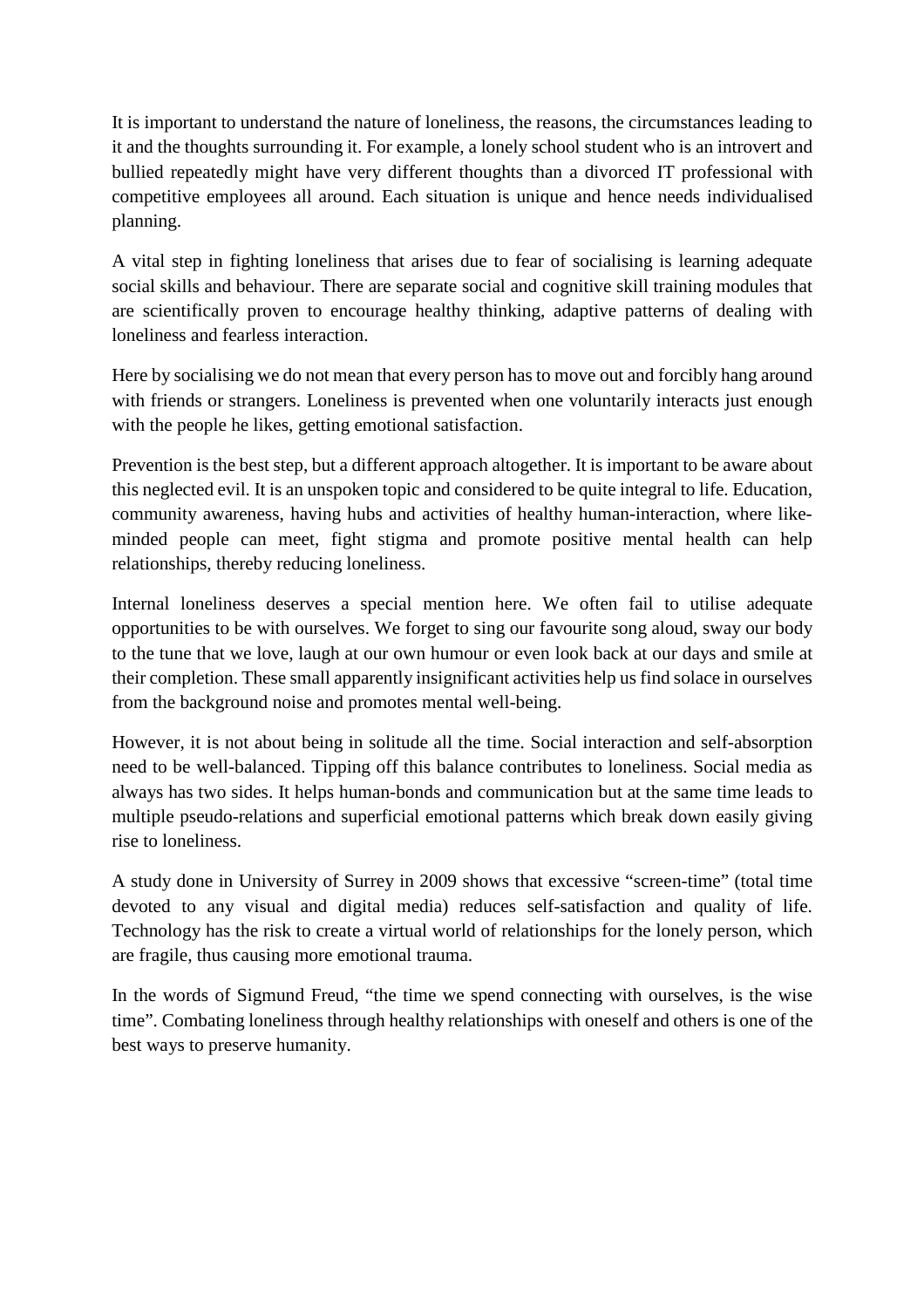It is important to understand the nature of loneliness, the reasons, the circumstances leading to it and the thoughts surrounding it. For example, a lonely school student who is an introvert and bullied repeatedly might have very different thoughts than a divorced IT professional with competitive employees all around. Each situation is unique and hence needs individualised planning.

A vital step in fighting loneliness that arises due to fear of socialising is learning adequate social skills and behaviour. There are separate social and cognitive skill training modules that are scientifically proven to encourage healthy thinking, adaptive patterns of dealing with loneliness and fearless interaction.

Here by socialising we do not mean that every person has to move out and forcibly hang around with friends or strangers. Loneliness is prevented when one voluntarily interacts just enough with the people he likes, getting emotional satisfaction.

Prevention is the best step, but a different approach altogether. It is important to be aware about this neglected evil. It is an unspoken topic and considered to be quite integral to life. Education, community awareness, having hubs and activities of healthy human-interaction, where like-minded people can meet, fight stigma and promote positive mental health can help relationships, thereby reducing loneliness.

Internal loneliness deserves a special mention here. We often fail to utilise adequate opportunities to be with ourselves. We forget to sing our favourite song aloud, sway our body to the tune that we love, laugh at our own humour or even look back at our days and smile at their completion. These small apparently insignificant activities help us find solace in ourselves from the background noise and promotes mental well-being.

However, it is not about being in solitude all the time. Social interaction and self-absorption need to be well-balanced. Tipping off this balance contributes to loneliness. Social media as always has two sides. It helps human-bonds and communication but at the same time leads to multiple pseudo-relations and superficial emotional patterns which break down easily giving rise to loneliness.

A study done in University of Surrey in 2009 shows that excessive "screen-time" (total time devoted to any visual and digital media) reduces self-satisfaction and quality of life. Technology has the risk to create a virtual world of relationships for the lonely person, which are fragile, thus causing more emotional trauma.

In the words of Sigmund Freud, "the time we spend connecting with ourselves, is the wise time". Combating loneliness through healthy relationships with oneself and others is one of the best ways to preserve humanity.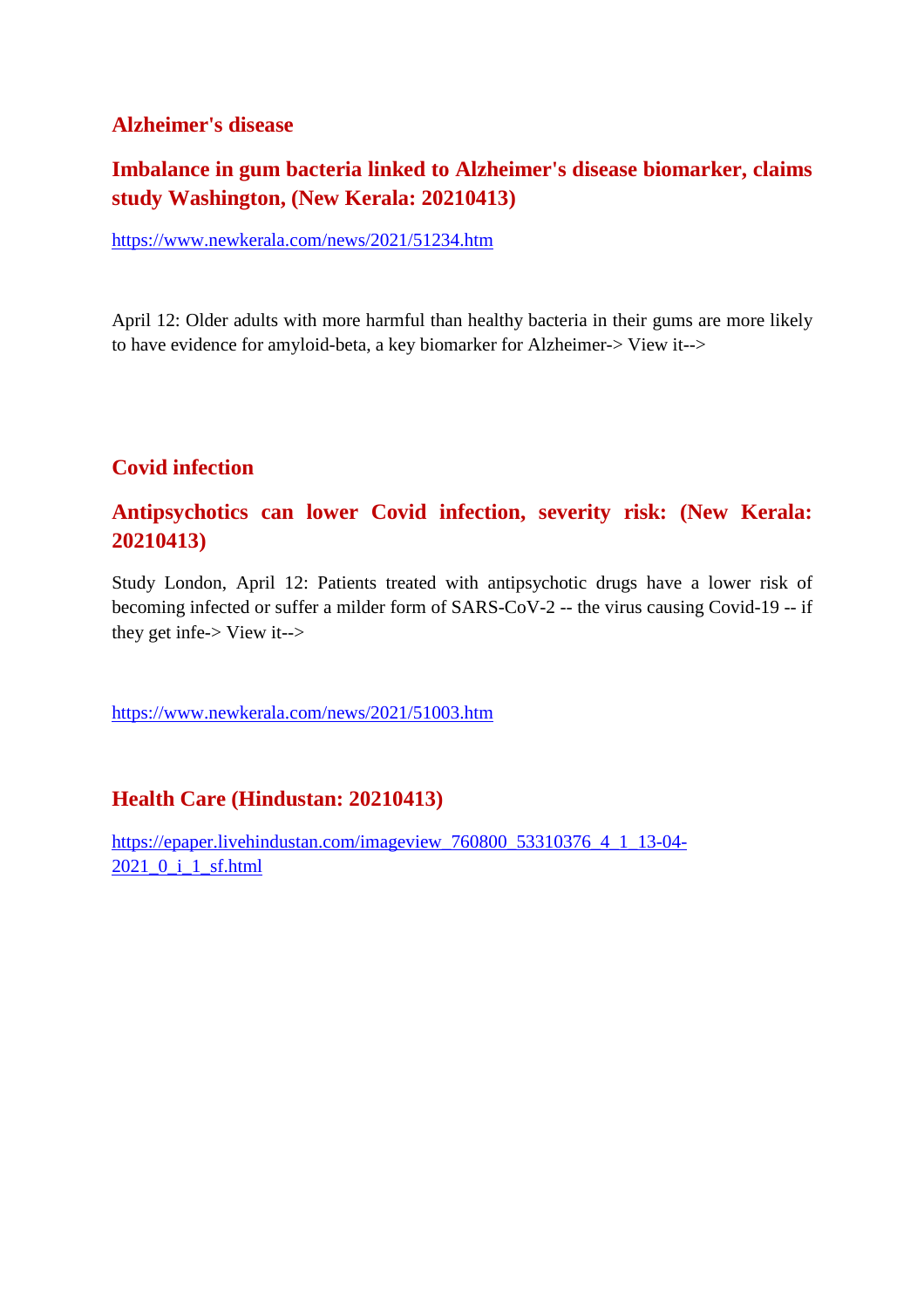## Alzheimer's disease

### Imbalance in gum bacteria linked to Alzheimer's disease biomarker, claims study Washington, (New Kerala: 20210413)

https://www.newkerala.com/news/2021/51234.htm

April 12: Older adults with more harmful than healthy bacteria in their gums are more likely to have evidence for amyloid-beta, a key biomarker for Alzheimer-> View it-->

## Covid infection

### Antipsychotics can lower Covid infection, severity risk: (New Kerala: 20210413)

Study London, April 12: Patients treated with antipsychotic drugs have a lower risk of becoming infected or suffer a milder form of SARS-CoV-2 -- the virus causing Covid-19 -- if they get infe-> View it-->

https://www.newkerala.com/news/2021/51003.htm

## Health Care (Hindustan: 20210413)

https://epaper.livehindustan.com/imageview_760800_53310376_4_1_13-04-2021_0_i_1_sf.html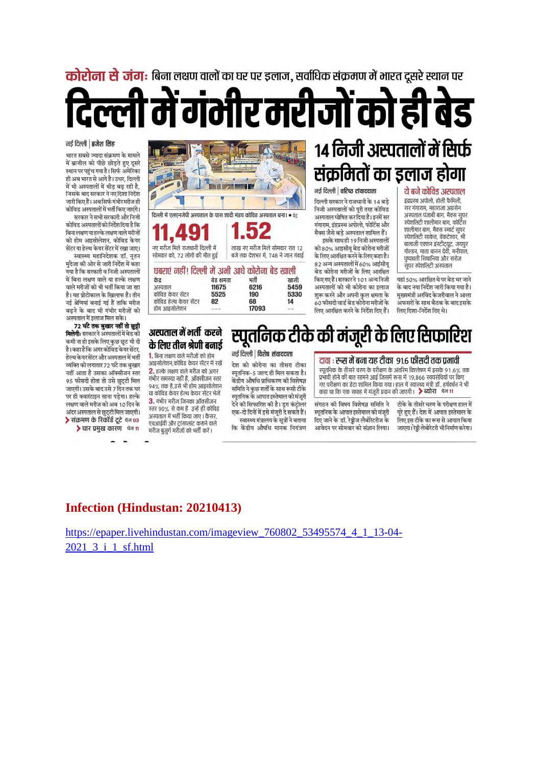**कोरोना से जंग:** बिना लक्षण वालों का घर पर इलाज, सर्वाधिक संक्रमण में भारत दूसरे स्थान पर

# दिल्ली में गंभीर मरीजों को ही बेड

नई दिल्ली | ब्रजेश सिंह

भारत सबसे ज्यादा संक्रमण के मामले में ब्राजील को पीछे छोड़ते हुए दूसरे स्थान पर पहुंच गया है। सिर्फ अमेरिका ही अब भारत से आगे है। उधर, दिल्ली में भी अस्पतालों में भीड़ बढ़ रही है, जिसके बाद सरकार ने नए दिशा निर्देश जारी किए हैं। अब सिर्फ गंभीर मरीज ही कोविड अस्पतालों में भर्ती किए जाएंगे।

सरकार ने सभी सरकारी और निजी कोविड अस्पतालों को निर्देश दिया है कि बिना लक्षण या हल्के लक्षण वाले मरीजों को होम आइसोलेशन, कोविड केयर सेंटर या हेल्थ केयर सेंटर में रखा जाए।

स्वास्थ्य महानिदेशक डॉ. नूतन मुंदेजा की ओर से जारी निर्देश में कहा गया है कि सरकारी व निजी अस्पतालों में बिना लक्षण वाले या हल्के लक्षण वाले मरीजों को भी भर्ती किया जा रहा है। यह प्रोटोकाल के खिलाफ है। तीन नई श्रेणियां बनाई गई हैं ताकि मरीज बढ़ने के बाद भी गंभीर मरीजों को अस्पताल में इलाज मिल सके।

**72 घंटे तक बुखार नहीं तो छुट्टी मिलेगी:** सरकार ने अस्पतालों में बेड की कमी ना हो इसके लिए कुछ छूट भी दी है। कहा है कि अगर कोविड केयर सेंटर, हेल्थ केयर सेंटर और अस्पताल में भर्ती व्यक्ति को लगातार 72 घंटे तक बुखार नहीं आता है उसका ऑक्सीजन स्तर 95 फीसदी होता तो उसे छुट्टी मिल जाएगी। उसके बाद उसे 7 दिन तक घर पर ही क्वारंटाइन रहना पड़ेगा। हल्के लक्षण वाले मरीज को अब 10 दिन के अंदर अस्पताल से छुट्टी मिल जाएगी।

- संक्रमण के रिकॉर्ड टूटे पेज 03
- चार प्रमुख कारण पेज 11

दिल्ली में एलएनजेपी अस्पताल के पास शादी मंडप कोविड अस्पताल बना। • प्रेट्र

**11,491** नए मरीज मिले राजधानी दिल्ली में सोमवार को, 72 लोगों की मौत हुई

**1.52** लाख नए मरीज मिले सोमवार रात 12 बजे तक देशभर में, 748 ने जान गंवाई

### घबराएं नहीं! दिल्ली में अभी आधे कोरोना बेड खाली

| केंद्र | बेड क्षमता | भर्ती | खाली |
|---|---|---|---|
| अस्पताल | 11675 | 6216 | 5459 |
| कोविड केयर सेंटर | 5525 | 190 | 5330 |
| कोविड हेल्थ केयर सेंटर | 82 | 68 | 14 |
| होम आइसोलेशन | --- | 17093 | -- |

### अस्पताल में भर्ती करने के लिए तीन श्रेणी बनाई

1. बिना लक्षण वाले मरीजों को होम आइसोलेशन, कोविड केयर सेंटर में रखें
2. हल्के लक्षण वाले मरीज को अगर गंभीर समस्या नहीं है, ऑक्सीजन स्तर 94% तक है, उसे भी होम आइसोलेशन या कोविड केयर हेल्थ केयर सेंटर भेजें
3. गंभीर मरीज जिनका ऑक्सीजन स्तर 90% से कम है उन्हें ही कोविड अस्पताल में भर्ती किया जाए। कैंसर, एचआईवी और ट्रांसप्लांट कराने वाले मरीज बुजुर्ग मरीजों को भर्ती करें।

## 14 निजी अस्पतालों में सिर्फ संक्रमितों का इलाज होगा

नई दिल्ली | वरिष्ठ संवाददाता

दिल्ली सरकार ने राजधानी के 14 बड़े निजी अस्पतालों को पूरी तरह कोविड अस्पताल घोषित कर दिया है। इनमें सर गंगाराम, इंद्रप्रस्थ अपोलो, फोर्टिस और मैक्स जैसे बड़े अस्पताल शामिल हैं।

इसके साथ ही 19 निजी अस्पतालों को 80% आइसीयू बेड कोरोना मरीजों के लिए आरक्षित करने के लिए कहा है। 82 अन्य अस्पतालों में 60% आईसीयू बेड कोरोना मरीजों के लिए आरक्षित किए गए हैं। सरकार ने 101 अन्य निजी अस्पतालों को भी कोरोना का इलाज शुरू करने और अपनी कुल क्षमता के 60 फीसदी वार्ड बेड कोरोना मरीजों के लिए आरक्षित करने के निर्देश दिए हैं। यहां 50% आरक्षित थे पर बेड भर जाने के बाद नया निर्देश जारी किया गया है। मुख्यमंत्री अरविंद केजरीवाल ने आला अफसरों के साथ बैठक के बाद इसके लिए दिशा-निर्देश दिए थे।

**ये बने कोविड अस्पताल**

इंद्रप्रस्थ अपोलो, होली फैमिली, सर गंगाराम, महाराजा अग्रसेन अस्पताल पंजाबी बाग, मैक्स सुपर स्पेशलिटी शालीमार बाग, फोर्टिस शालीमार बाग, मैक्स स्मार्ट सुपर स्पेशलिटी साकेत, वेंकटेश्वर, श्री बालाजी एक्शन इंस्टीट्यूट, जयपुर गोल्डन, माता चानन देवी, मनीपाल, पुष्पावती सिंघानिया और सरोज सुपर स्पेशलिटी अस्पताल

## स्पूतनिक टीके की मंजूरी के लिए सिफारिश

नई दिल्ली | विशेष संवाददाता

देश को कोरोना का तीसरा टीका स्पूतनिक-5 जल्द ही मिल सकता है। केंद्रीय औषधि प्राधिकरण की विशेषज्ञ समिति ने कुछ शर्तों के साथ रूसी टीके स्पूतनिक के आपात इस्तेमाल को मंजूरी देने की सिफारिश की है। ड्रग कंट्रोलर एक-दो दिनों में इसे मंजूरी दे सकते हैं।

स्वास्थ्य मंत्रालय के सूत्रों ने बताया कि केंद्रीय औषधि मानक नियंत्रण संगठन की विषय विशेषज्ञ समिति ने स्पूतनिक के आपात इस्तेमाल को मंजूरी दिए जाने के डॉ. रेड्डीज लैबोरेटरीज के आवेदन पर सोमवार को संज्ञान लिया। टीके के तीसरे चरण के परीक्षण हाल में पूरे हुए हैं। देश में आपात इस्तेमाल के लिए इस टीके का रूस से आयात किया जाएगा। रेड्डी लेबोरेटरी भी निर्माण करेगी।

**दावा : रूस में बना यह टीका 91.6 फीसदी तक प्रभावी**

स्पूतनिक के तीसरे चरण के परीक्षण के अंतरिम विश्लेषण में इसके 91.6% तक प्रभावी होने की बात सामने आई जिसमें रूस में 19,866 स्वयंसेवियों पर किए गए परीक्षण का डेटा शामिल किया गया। हाल में स्वास्थ्य मंत्री डॉ. हर्षवर्धन ने भी कहा था कि एक सप्ताह में मंजूरी प्रदान की जाएगी। ब्योरा पेज 11

**Infection (Hindustan: 20210413)**

https://epaper.livehindustan.com/imageview_760802_53495574_4_1_13-04-2021_3_i_1_sf.html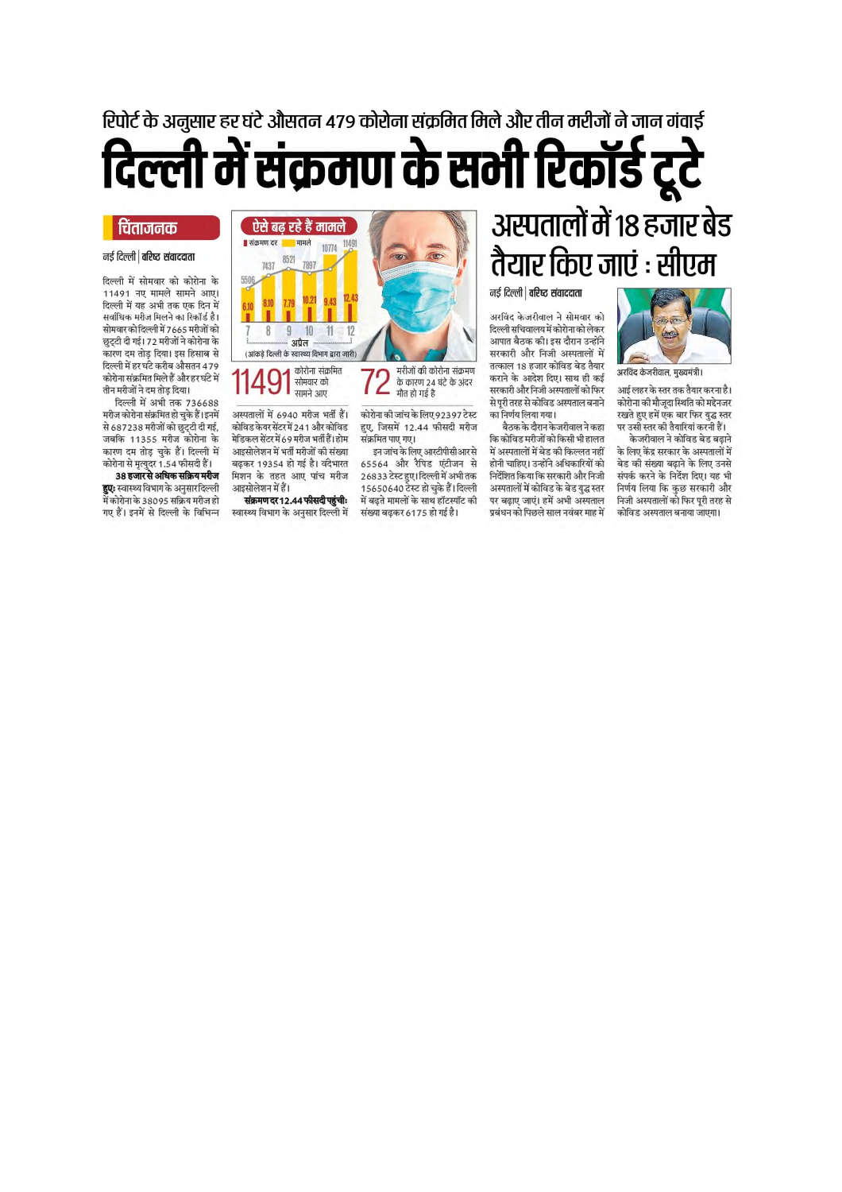रिपोर्ट के अनुसार हर घंटे औसतन 479 कोरोना संक्रमित मिले और तीन मरीजों ने जान गंवाई

# दिल्ली में संक्रमण के सभी रिकॉर्ड टूटे

## चिंताजनक

नई दिल्ली | वरिष्ठ संवाददाता

दिल्ली में सोमवार को कोरोना के 11491 नए मामले सामने आए। दिल्ली में यह अभी तक एक दिन में सर्वाधिक मरीज मिलने का रिकॉर्ड है। सोमवार को दिल्ली में 7665 मरीजों को छुट्टी दी गई। 72 मरीजों ने कोरोना के कारण दम तोड़ दिया। इस हिसाब से दिल्ली में हर घंटे करीब औसतन 479 कोरोना संक्रमित मिले हैं और हर घंटे में तीन मरीजों ने दम तोड़ दिया।

दिल्ली में अभी तक 736688 मरीज कोरोना संक्रमित हो चुके हैं। इनमें से 687238 मरीजों को छुट्टी दी गई, जबकि 11355 मरीज कोरोना के कारण दम तोड़ चुके हैं। दिल्ली में कोरोना से मृत्युदर 1.54 फीसदी हैं।

**38 हजार से अधिक सक्रिय मरीज हुए:** स्वास्थ्य विभाग के अनुसार दिल्ली में कोरोना के 38095 सक्रिय मरीज हो गए हैं। इनमें से दिल्ली के विभिन्न अस्पतालों में 6940 मरीज भर्ती हैं। कोविड केयर सेंटर में 241 और कोविड मेडिकल सेंटर में 69 मरीज भर्ती हैं। होम आइसोलेशन में भर्ती मरीजों की संख्या बढ़कर 19354 हो गई है। वंदेभारत मिशन के तहत आए पांच मरीज आइसोलेशन में हैं।

**संक्रमण दर 12.44 फीसदी पहुंची:** स्वास्थ्य विभाग के अनुसार दिल्ली में कोरोना की जांच के लिए 92397 टेस्ट हुए, जिसमें 12.44 फीसदी मरीज संक्रमित पाए गए।

इन जांच के लिए आरटीपीसीआर से 65564 और रैपिड एंटीजन से 26833 टेस्ट हुए। दिल्ली में अभी तक 15650640 टेस्ट हो चुके हैं। दिल्ली में बढ़ते मामलों के साथ हॉटस्पॉट की संख्या बढ़कर 6175 हो गई है।

**ऐसे बढ़ रहे हैं मामले**

संक्रमण दर | मामले

5506, 7437, 8521, 7897, 10774, 11491

6.10, 8.10, 7.79, 10.21, 9.43, 12.43

7, 8, 9, 10, 11, 12

अप्रैल

(आंकड़े दिल्ली के स्वास्थ्य विभाग द्वारा जारी)

**11491** कोरोना संक्रमित सोमवार को सामने आए

**72** मरीजों की कोरोना संक्रमण के कारण 24 घंटे के अंदर मौत हो गई है

## अस्पतालों में 18 हजार बेड तैयार किए जाएं : सीएम

नई दिल्ली | वरिष्ठ संवाददाता

अरविंद केजरीवाल ने सोमवार को दिल्ली सचिवालय में कोरोना को लेकर आपात बैठक की। इस दौरान उन्होंने सरकारी और निजी अस्पतालों में तत्काल 18 हजार कोविड बेड तैयार कराने के आदेश दिए। साथ ही कई सरकारी और निजी अस्पतालों को फिर से पूरी तरह से कोविड अस्पताल बनाने का निर्णय लिया गया।

बैठक के दौरान केजरीवाल ने कहा कि कोविड मरीजों को किसी भी हालत में अस्पतालों में बेड की किल्लत नहीं होनी चाहिए। उन्होंने अधिकारियों को निर्देशित किया कि सरकारी और निजी अस्पतालों में कोविड के बेड युद्ध स्तर पर बढ़ाए जाएं। हमें अभी अस्पताल प्रबंधन को पिछले साल नवंबर माह में आई लहर के स्तर तक तैयार करना है। कोरोना की मौजूदा स्थिति को मद्देनजर रखते हुए हमें एक बार फिर युद्ध स्तर पर उसी स्तर की तैयारियां करनी हैं।

अरविंद केजरीवाल, मुख्यमंत्री।

केजरीवाल ने कोविड बेड बढ़ाने के लिए केंद्र सरकार के अस्पतालों में बेड की संख्या बढ़ाने के लिए उनसे संपर्क करने के निर्देश दिए। यह भी निर्णय लिया कि कुछ सरकारी और निजी अस्पतालों को फिर पूरी तरह से कोविड अस्पताल बनाया जाएगा।